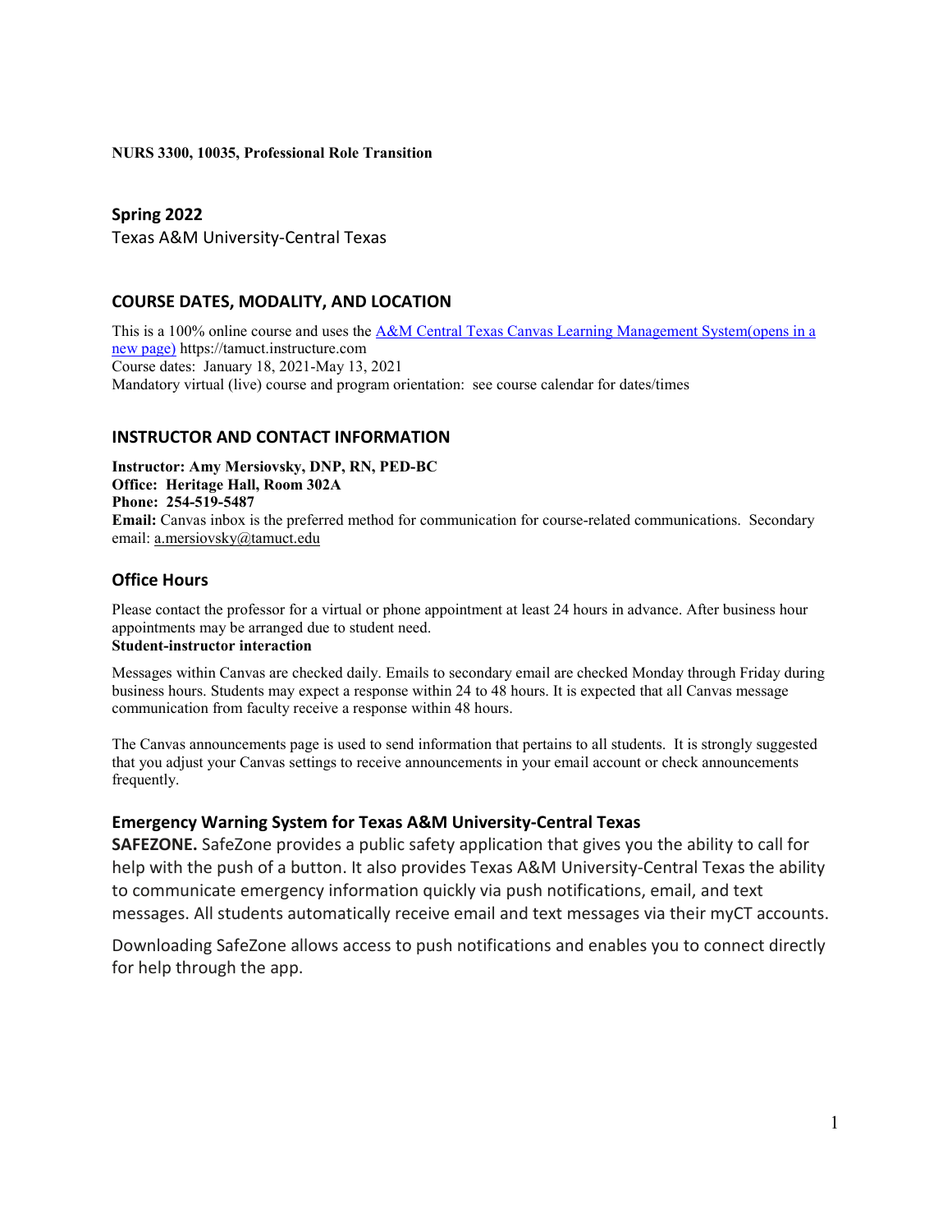**NURS 3300, 10035, Professional Role Transition**

## Spring 2022

Texas A&M University-Central Texas

## COURSE DATES, MODALITY, AND LOCATION

This is a 100% online course and uses the [A&M Central Texas Canvas Learning Management System(opens in a new page)](https://tamuct.instructure.com) https://tamuct.instructure.com
Course dates: January 18, 2021-May 13, 2021
Mandatory virtual (live) course and program orientation: see course calendar for dates/times

## INSTRUCTOR AND CONTACT INFORMATION

**Instructor: Amy Mersiovsky, DNP, RN, PED-BC**
**Office: Heritage Hall, Room 302A**
**Phone: 254-519-5487**
**Email:** Canvas inbox is the preferred method for communication for course-related communications. Secondary email: a.mersiovsky@tamuct.edu

## Office Hours

Please contact the professor for a virtual or phone appointment at least 24 hours in advance. After business hour appointments may be arranged due to student need.

**Student-instructor interaction**

Messages within Canvas are checked daily. Emails to secondary email are checked Monday through Friday during business hours. Students may expect a response within 24 to 48 hours. It is expected that all Canvas message communication from faculty receive a response within 48 hours.

The Canvas announcements page is used to send information that pertains to all students. It is strongly suggested that you adjust your Canvas settings to receive announcements in your email account or check announcements frequently.

### Emergency Warning System for Texas A&M University-Central Texas

**SAFEZONE.** SafeZone provides a public safety application that gives you the ability to call for help with the push of a button. It also provides Texas A&M University-Central Texas the ability to communicate emergency information quickly via push notifications, email, and text messages. All students automatically receive email and text messages via their myCT accounts.

Downloading SafeZone allows access to push notifications and enables you to connect directly for help through the app.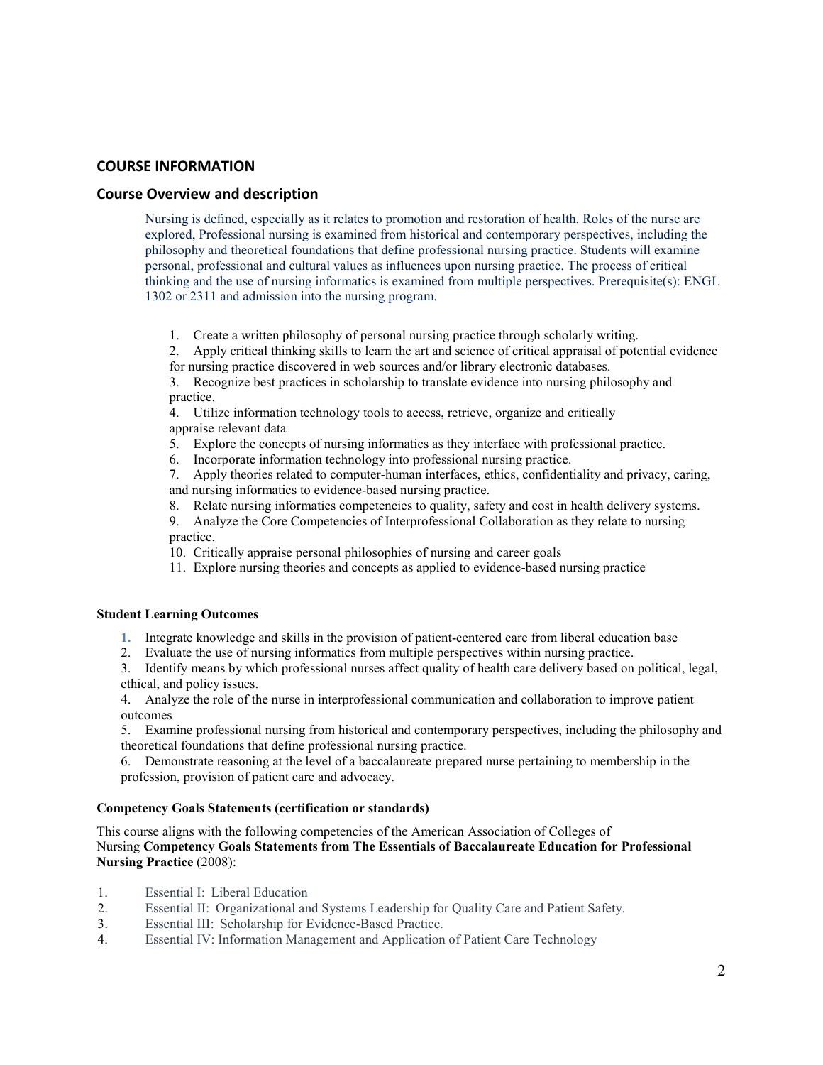## COURSE INFORMATION

### Course Overview and description

Nursing is defined, especially as it relates to promotion and restoration of health. Roles of the nurse are explored, Professional nursing is examined from historical and contemporary perspectives, including the philosophy and theoretical foundations that define professional nursing practice. Students will examine personal, professional and cultural values as influences upon nursing practice. The process of critical thinking and the use of nursing informatics is examined from multiple perspectives. Prerequisite(s): ENGL 1302 or 2311 and admission into the nursing program.

1. Create a written philosophy of personal nursing practice through scholarly writing.
2. Apply critical thinking skills to learn the art and science of critical appraisal of potential evidence for nursing practice discovered in web sources and/or library electronic databases.
3. Recognize best practices in scholarship to translate evidence into nursing philosophy and practice.
4. Utilize information technology tools to access, retrieve, organize and critically appraise relevant data
5. Explore the concepts of nursing informatics as they interface with professional practice.
6. Incorporate information technology into professional nursing practice.
7. Apply theories related to computer-human interfaces, ethics, confidentiality and privacy, caring, and nursing informatics to evidence-based nursing practice.
8. Relate nursing informatics competencies to quality, safety and cost in health delivery systems.
9. Analyze the Core Competencies of Interprofessional Collaboration as they relate to nursing practice.
10. Critically appraise personal philosophies of nursing and career goals
11. Explore nursing theories and concepts as applied to evidence-based nursing practice

**Student Learning Outcomes**

1. Integrate knowledge and skills in the provision of patient-centered care from liberal education base
2. Evaluate the use of nursing informatics from multiple perspectives within nursing practice.
3. Identify means by which professional nurses affect quality of health care delivery based on political, legal, ethical, and policy issues.
4. Analyze the role of the nurse in interprofessional communication and collaboration to improve patient outcomes
5. Examine professional nursing from historical and contemporary perspectives, including the philosophy and theoretical foundations that define professional nursing practice.
6. Demonstrate reasoning at the level of a baccalaureate prepared nurse pertaining to membership in the profession, provision of patient care and advocacy.

**Competency Goals Statements (certification or standards)**

This course aligns with the following competencies of the American Association of Colleges of Nursing **Competency Goals Statements from The Essentials of Baccalaureate Education for Professional Nursing Practice** (2008):

1. Essential I: Liberal Education
2. Essential II: Organizational and Systems Leadership for Quality Care and Patient Safety.
3. Essential III: Scholarship for Evidence-Based Practice.
4. Essential IV: Information Management and Application of Patient Care Technology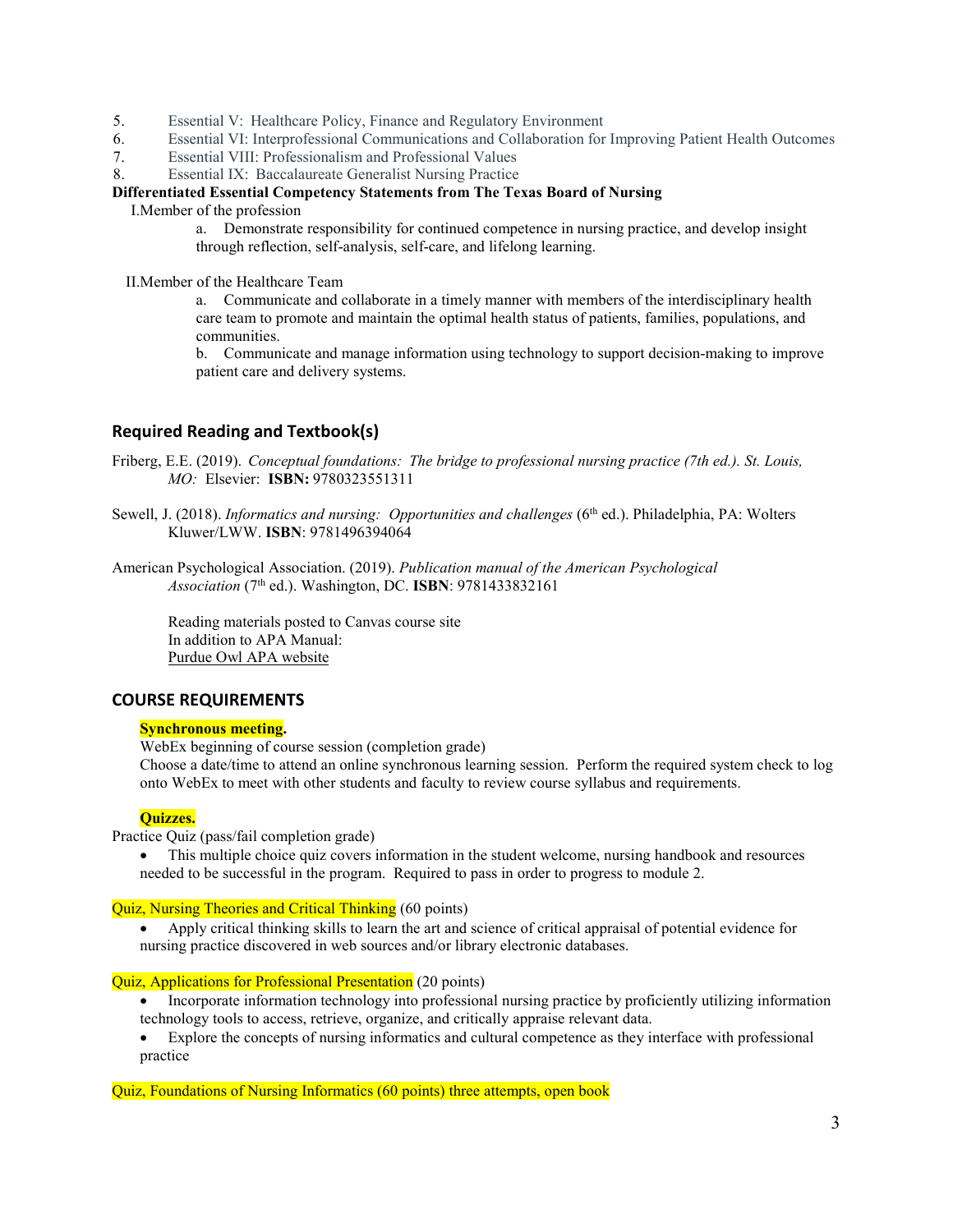5. Essential V: Healthcare Policy, Finance and Regulatory Environment
6. Essential VI: Interprofessional Communications and Collaboration for Improving Patient Health Outcomes
7. Essential VIII: Professionalism and Professional Values
8. Essential IX: Baccalaureate Generalist Nursing Practice

**Differentiated Essential Competency Statements from The Texas Board of Nursing**

I. Member of the profession

a. Demonstrate responsibility for continued competence in nursing practice, and develop insight through reflection, self-analysis, self-care, and lifelong learning.

II. Member of the Healthcare Team

a. Communicate and collaborate in a timely manner with members of the interdisciplinary health care team to promote and maintain the optimal health status of patients, families, populations, and communities.

b. Communicate and manage information using technology to support decision-making to improve patient care and delivery systems.

## Required Reading and Textbook(s)

Friberg, E.E. (2019). *Conceptual foundations: The bridge to professional nursing practice (7th ed.). St. Louis, MO:* Elsevier: **ISBN:** 9780323551311

Sewell, J. (2018). *Informatics and nursing: Opportunities and challenges* (6th ed.). Philadelphia, PA: Wolters Kluwer/LWW. **ISBN**: 9781496394064

American Psychological Association. (2019). *Publication manual of the American Psychological Association* (7th ed.). Washington, DC. **ISBN**: 9781433832161

Reading materials posted to Canvas course site
In addition to APA Manual:
Purdue Owl APA website

## COURSE REQUIREMENTS

**Synchronous meeting.**

WebEx beginning of course session (completion grade)
Choose a date/time to attend an online synchronous learning session. Perform the required system check to log onto WebEx to meet with other students and faculty to review course syllabus and requirements.

**Quizzes.**

Practice Quiz (pass/fail completion grade)

- This multiple choice quiz covers information in the student welcome, nursing handbook and resources needed to be successful in the program. Required to pass in order to progress to module 2.

Quiz, Nursing Theories and Critical Thinking (60 points)

- Apply critical thinking skills to learn the art and science of critical appraisal of potential evidence for nursing practice discovered in web sources and/or library electronic databases.

Quiz, Applications for Professional Presentation (20 points)

- Incorporate information technology into professional nursing practice by proficiently utilizing information technology tools to access, retrieve, organize, and critically appraise relevant data.
- Explore the concepts of nursing informatics and cultural competence as they interface with professional practice

Quiz, Foundations of Nursing Informatics (60 points) three attempts, open book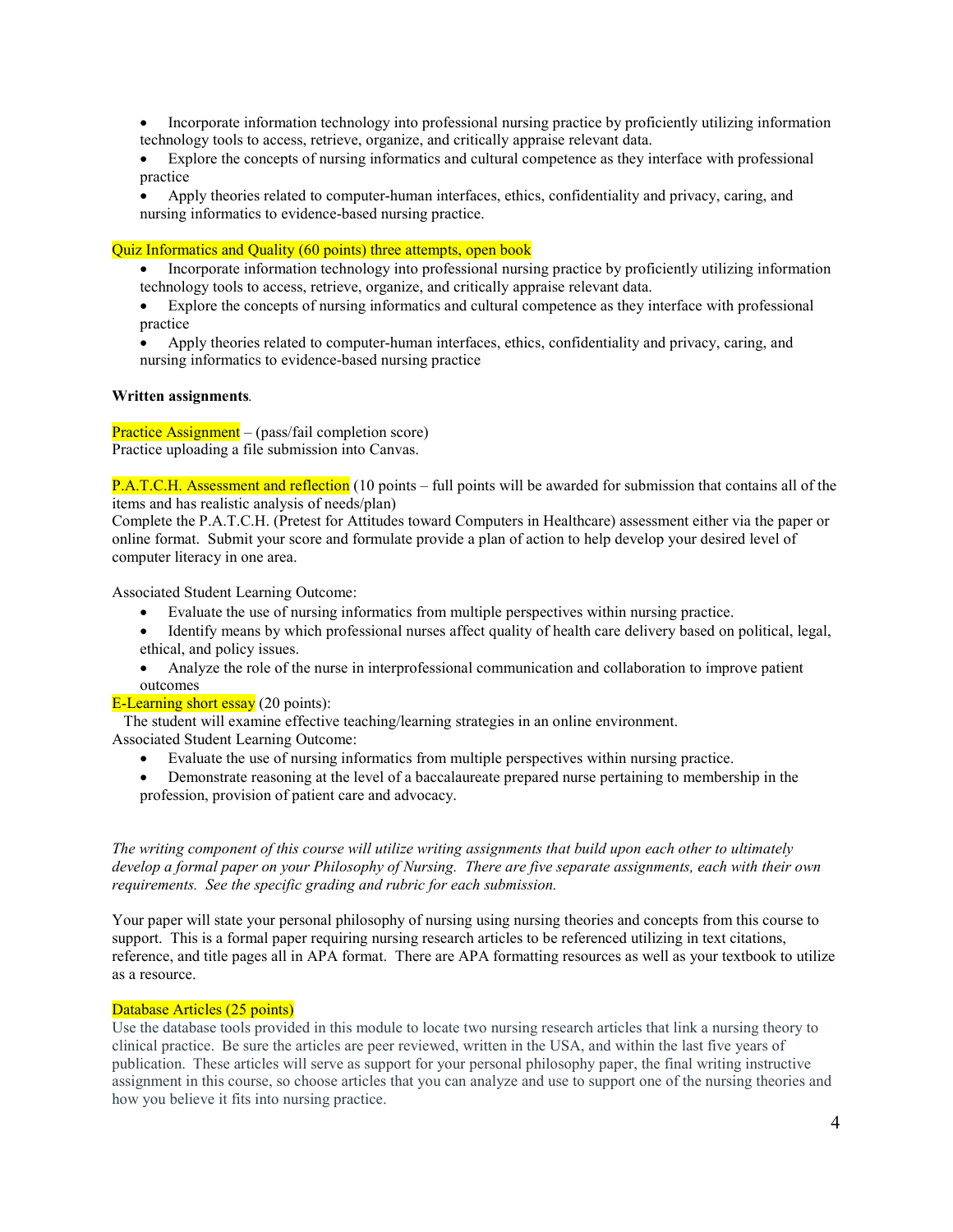- Incorporate information technology into professional nursing practice by proficiently utilizing information technology tools to access, retrieve, organize, and critically appraise relevant data.
- Explore the concepts of nursing informatics and cultural competence as they interface with professional practice
- Apply theories related to computer-human interfaces, ethics, confidentiality and privacy, caring, and nursing informatics to evidence-based nursing practice.

Quiz Informatics and Quality (60 points) three attempts, open book

- Incorporate information technology into professional nursing practice by proficiently utilizing information technology tools to access, retrieve, organize, and critically appraise relevant data.
- Explore the concepts of nursing informatics and cultural competence as they interface with professional practice
- Apply theories related to computer-human interfaces, ethics, confidentiality and privacy, caring, and nursing informatics to evidence-based nursing practice

**Written assignments**.

Practice Assignment – (pass/fail completion score)
Practice uploading a file submission into Canvas.

P.A.T.C.H. Assessment and reflection (10 points – full points will be awarded for submission that contains all of the items and has realistic analysis of needs/plan)
Complete the P.A.T.C.H. (Pretest for Attitudes toward Computers in Healthcare) assessment either via the paper or online format. Submit your score and formulate provide a plan of action to help develop your desired level of computer literacy in one area.

Associated Student Learning Outcome:

- Evaluate the use of nursing informatics from multiple perspectives within nursing practice.
- Identify means by which professional nurses affect quality of health care delivery based on political, legal, ethical, and policy issues.
- Analyze the role of the nurse in interprofessional communication and collaboration to improve patient outcomes

E-Learning short essay (20 points):
The student will examine effective teaching/learning strategies in an online environment.
Associated Student Learning Outcome:

- Evaluate the use of nursing informatics from multiple perspectives within nursing practice.
- Demonstrate reasoning at the level of a baccalaureate prepared nurse pertaining to membership in the profession, provision of patient care and advocacy.

*The writing component of this course will utilize writing assignments that build upon each other to ultimately develop a formal paper on your Philosophy of Nursing. There are five separate assignments, each with their own requirements. See the specific grading and rubric for each submission.*

Your paper will state your personal philosophy of nursing using nursing theories and concepts from this course to support. This is a formal paper requiring nursing research articles to be referenced utilizing in text citations, reference, and title pages all in APA format. There are APA formatting resources as well as your textbook to utilize as a resource.

Database Articles (25 points)
Use the database tools provided in this module to locate two nursing research articles that link a nursing theory to clinical practice. Be sure the articles are peer reviewed, written in the USA, and within the last five years of publication. These articles will serve as support for your personal philosophy paper, the final writing instructive assignment in this course, so choose articles that you can analyze and use to support one of the nursing theories and how you believe it fits into nursing practice.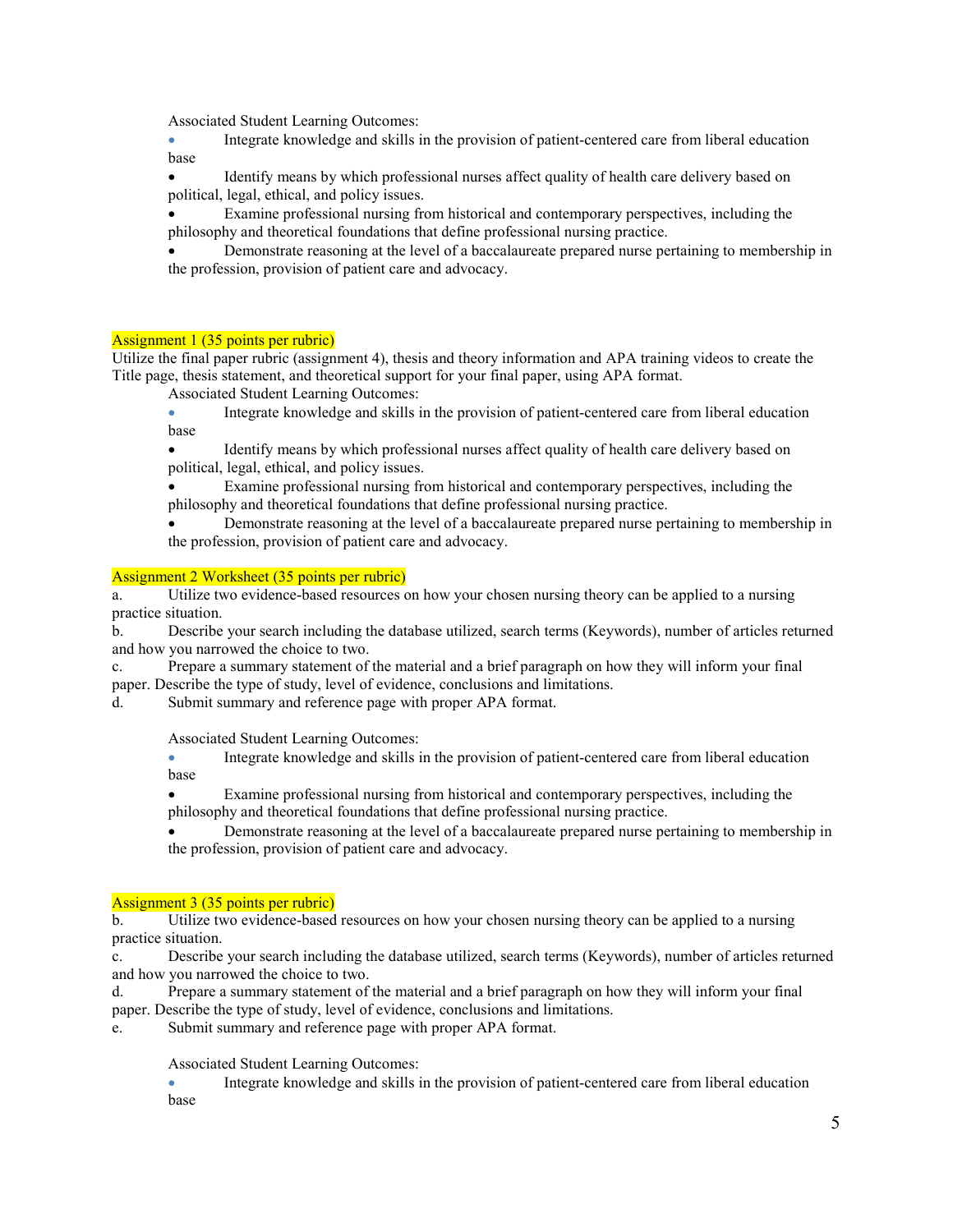Associated Student Learning Outcomes:

- Integrate knowledge and skills in the provision of patient-centered care from liberal education base
- Identify means by which professional nurses affect quality of health care delivery based on political, legal, ethical, and policy issues.
- Examine professional nursing from historical and contemporary perspectives, including the philosophy and theoretical foundations that define professional nursing practice.
- Demonstrate reasoning at the level of a baccalaureate prepared nurse pertaining to membership in the profession, provision of patient care and advocacy.

**Assignment 1 (35 points per rubric)**

Utilize the final paper rubric (assignment 4), thesis and theory information and APA training videos to create the Title page, thesis statement, and theoretical support for your final paper, using APA format.

Associated Student Learning Outcomes:

- Integrate knowledge and skills in the provision of patient-centered care from liberal education base
- Identify means by which professional nurses affect quality of health care delivery based on political, legal, ethical, and policy issues.
- Examine professional nursing from historical and contemporary perspectives, including the philosophy and theoretical foundations that define professional nursing practice.
- Demonstrate reasoning at the level of a baccalaureate prepared nurse pertaining to membership in the profession, provision of patient care and advocacy.

**Assignment 2 Worksheet (35 points per rubric)**

a. Utilize two evidence-based resources on how your chosen nursing theory can be applied to a nursing practice situation.

b. Describe your search including the database utilized, search terms (Keywords), number of articles returned and how you narrowed the choice to two.

c. Prepare a summary statement of the material and a brief paragraph on how they will inform your final paper. Describe the type of study, level of evidence, conclusions and limitations.

d. Submit summary and reference page with proper APA format.

Associated Student Learning Outcomes:

- Integrate knowledge and skills in the provision of patient-centered care from liberal education base
- Examine professional nursing from historical and contemporary perspectives, including the philosophy and theoretical foundations that define professional nursing practice.
- Demonstrate reasoning at the level of a baccalaureate prepared nurse pertaining to membership in the profession, provision of patient care and advocacy.

**Assignment 3 (35 points per rubric)**

b. Utilize two evidence-based resources on how your chosen nursing theory can be applied to a nursing practice situation.

c. Describe your search including the database utilized, search terms (Keywords), number of articles returned and how you narrowed the choice to two.

d. Prepare a summary statement of the material and a brief paragraph on how they will inform your final paper. Describe the type of study, level of evidence, conclusions and limitations.

e. Submit summary and reference page with proper APA format.

Associated Student Learning Outcomes:

- Integrate knowledge and skills in the provision of patient-centered care from liberal education base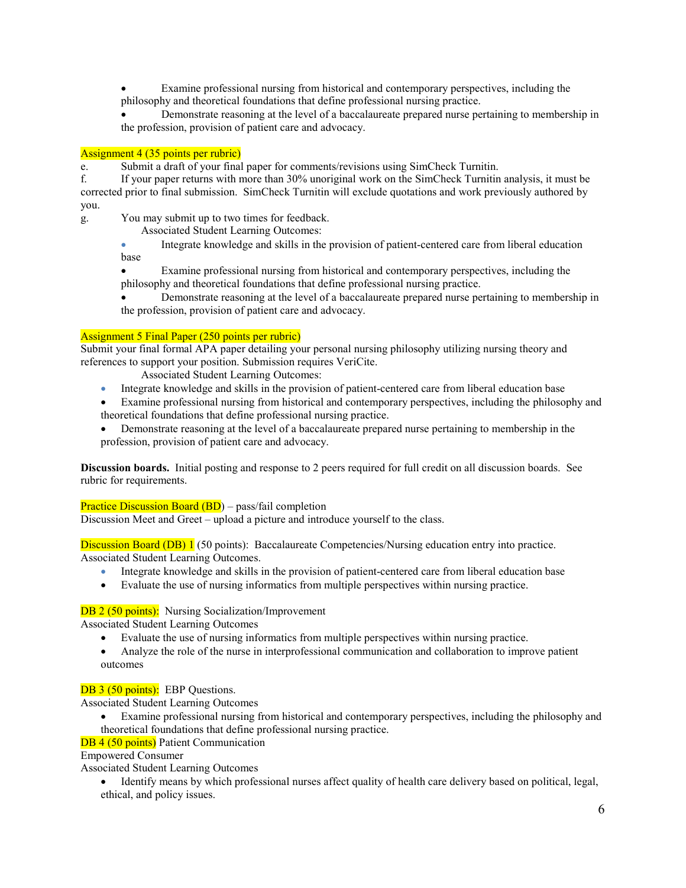- Examine professional nursing from historical and contemporary perspectives, including the philosophy and theoretical foundations that define professional nursing practice.
- Demonstrate reasoning at the level of a baccalaureate prepared nurse pertaining to membership in the profession, provision of patient care and advocacy.

Assignment 4 (35 points per rubric)

e. Submit a draft of your final paper for comments/revisions using SimCheck Turnitin.

f. If your paper returns with more than 30% unoriginal work on the SimCheck Turnitin analysis, it must be corrected prior to final submission. SimCheck Turnitin will exclude quotations and work previously authored by you.

g. You may submit up to two times for feedback.

Associated Student Learning Outcomes:

- Integrate knowledge and skills in the provision of patient-centered care from liberal education base
- Examine professional nursing from historical and contemporary perspectives, including the philosophy and theoretical foundations that define professional nursing practice.
- Demonstrate reasoning at the level of a baccalaureate prepared nurse pertaining to membership in the profession, provision of patient care and advocacy.

Assignment 5 Final Paper (250 points per rubric)

Submit your final formal APA paper detailing your personal nursing philosophy utilizing nursing theory and references to support your position. Submission requires VeriCite.

Associated Student Learning Outcomes:

- Integrate knowledge and skills in the provision of patient-centered care from liberal education base
- Examine professional nursing from historical and contemporary perspectives, including the philosophy and theoretical foundations that define professional nursing practice.
- Demonstrate reasoning at the level of a baccalaureate prepared nurse pertaining to membership in the profession, provision of patient care and advocacy.

**Discussion boards.** Initial posting and response to 2 peers required for full credit on all discussion boards. See rubric for requirements.

Practice Discussion Board (BD) – pass/fail completion

Discussion Meet and Greet – upload a picture and introduce yourself to the class.

Discussion Board (DB) 1 (50 points): Baccalaureate Competencies/Nursing education entry into practice.

Associated Student Learning Outcomes.

- Integrate knowledge and skills in the provision of patient-centered care from liberal education base
- Evaluate the use of nursing informatics from multiple perspectives within nursing practice.

DB 2 (50 points): Nursing Socialization/Improvement

Associated Student Learning Outcomes

- Evaluate the use of nursing informatics from multiple perspectives within nursing practice.
- Analyze the role of the nurse in interprofessional communication and collaboration to improve patient outcomes

DB 3 (50 points): EBP Questions.

Associated Student Learning Outcomes

- Examine professional nursing from historical and contemporary perspectives, including the philosophy and theoretical foundations that define professional nursing practice.

DB 4 (50 points) Patient Communication

Empowered Consumer

Associated Student Learning Outcomes

- Identify means by which professional nurses affect quality of health care delivery based on political, legal, ethical, and policy issues.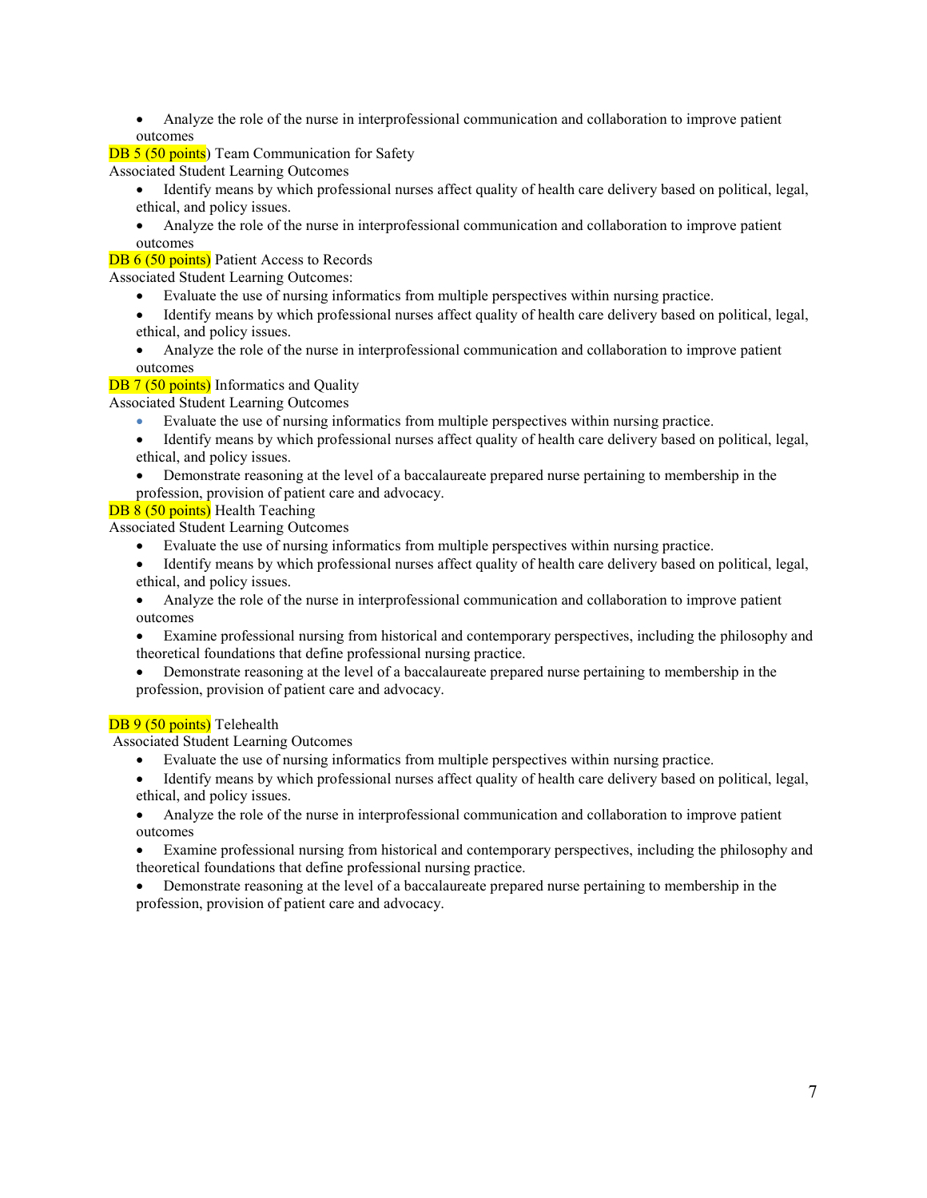- Analyze the role of the nurse in interprofessional communication and collaboration to improve patient outcomes

DB 5 (50 points) Team Communication for Safety

Associated Student Learning Outcomes

- Identify means by which professional nurses affect quality of health care delivery based on political, legal, ethical, and policy issues.
- Analyze the role of the nurse in interprofessional communication and collaboration to improve patient outcomes

DB 6 (50 points) Patient Access to Records

Associated Student Learning Outcomes:

- Evaluate the use of nursing informatics from multiple perspectives within nursing practice.
- Identify means by which professional nurses affect quality of health care delivery based on political, legal, ethical, and policy issues.
- Analyze the role of the nurse in interprofessional communication and collaboration to improve patient outcomes

DB 7 (50 points) Informatics and Quality

Associated Student Learning Outcomes

- Evaluate the use of nursing informatics from multiple perspectives within nursing practice.
- Identify means by which professional nurses affect quality of health care delivery based on political, legal, ethical, and policy issues.
- Demonstrate reasoning at the level of a baccalaureate prepared nurse pertaining to membership in the profession, provision of patient care and advocacy.

DB 8 (50 points) Health Teaching

Associated Student Learning Outcomes

- Evaluate the use of nursing informatics from multiple perspectives within nursing practice.
- Identify means by which professional nurses affect quality of health care delivery based on political, legal, ethical, and policy issues.
- Analyze the role of the nurse in interprofessional communication and collaboration to improve patient outcomes
- Examine professional nursing from historical and contemporary perspectives, including the philosophy and theoretical foundations that define professional nursing practice.
- Demonstrate reasoning at the level of a baccalaureate prepared nurse pertaining to membership in the profession, provision of patient care and advocacy.

DB 9 (50 points) Telehealth

Associated Student Learning Outcomes

- Evaluate the use of nursing informatics from multiple perspectives within nursing practice.
- Identify means by which professional nurses affect quality of health care delivery based on political, legal, ethical, and policy issues.
- Analyze the role of the nurse in interprofessional communication and collaboration to improve patient outcomes
- Examine professional nursing from historical and contemporary perspectives, including the philosophy and theoretical foundations that define professional nursing practice.
- Demonstrate reasoning at the level of a baccalaureate prepared nurse pertaining to membership in the profession, provision of patient care and advocacy.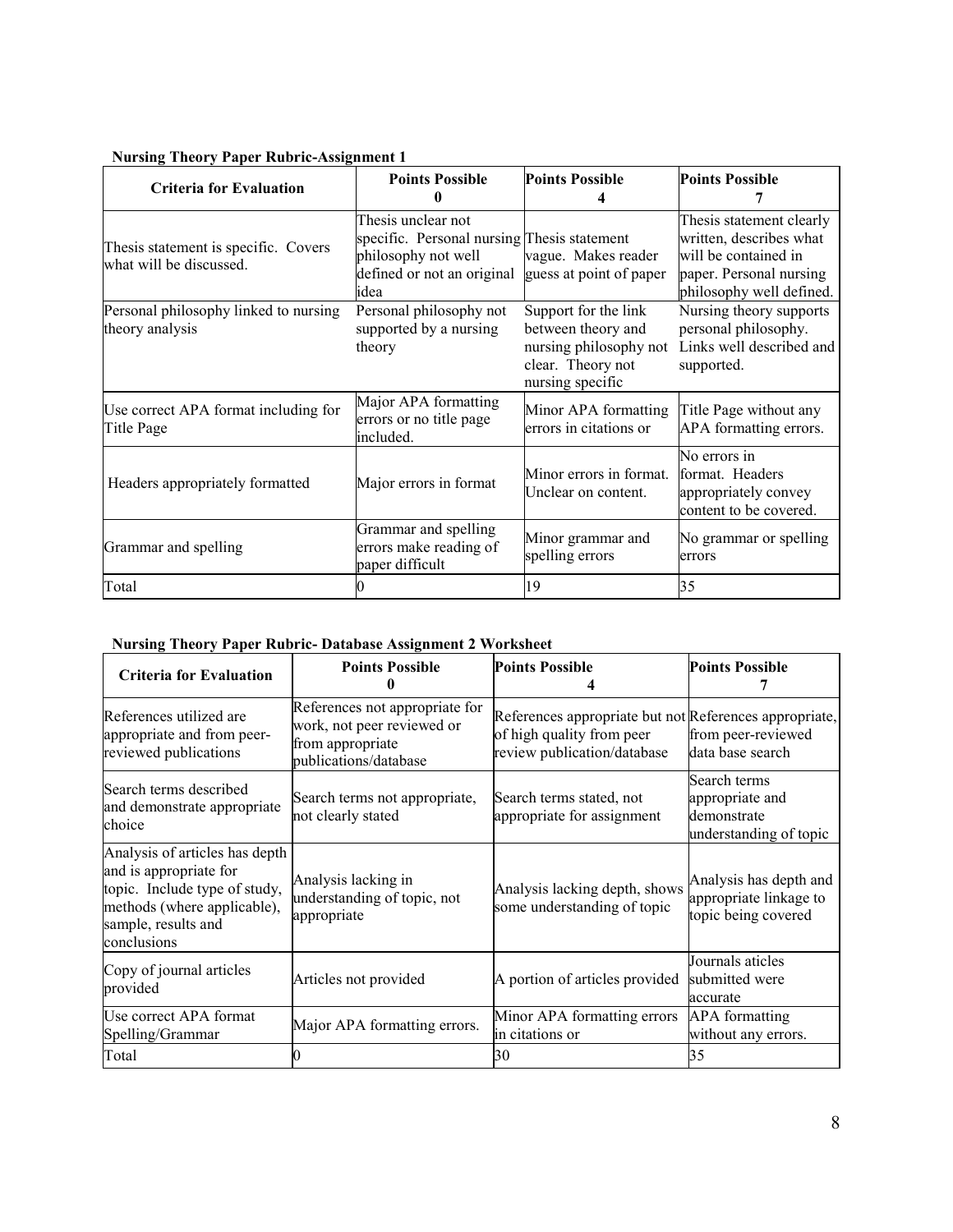**Nursing Theory Paper Rubric-Assignment 1**

| Criteria for Evaluation | Points Possible 0 | Points Possible 4 | Points Possible 7 |
|---|---|---|---|
| Thesis statement is specific. Covers what will be discussed. | Thesis unclear not specific. Personal nursing philosophy not well defined or not an original idea | Thesis statement vague. Makes reader guess at point of paper | Thesis statement clearly written, describes what will be contained in paper. Personal nursing philosophy well defined. |
| Personal philosophy linked to nursing theory analysis | Personal philosophy not supported by a nursing theory | Support for the link between theory and nursing philosophy not clear. Theory not nursing specific | Nursing theory supports personal philosophy. Links well described and supported. |
| Use correct APA format including for Title Page | Major APA formatting errors or no title page included. | Minor APA formatting errors in citations or | Title Page without any APA formatting errors. |
| Headers appropriately formatted | Major errors in format | Minor errors in format. Unclear on content. | No errors in format. Headers appropriately convey content to be covered. |
| Grammar and spelling | Grammar and spelling errors make reading of paper difficult | Minor grammar and spelling errors | No grammar or spelling errors |
| Total | 0 | 19 | 35 |

**Nursing Theory Paper Rubric- Database Assignment 2 Worksheet**

| Criteria for Evaluation | Points Possible 0 | Points Possible 4 | Points Possible 7 |
|---|---|---|---|
| References utilized are appropriate and from peer-reviewed publications | References not appropriate for work, not peer reviewed or from appropriate publications/database | References appropriate but not of high quality from peer review publication/database | References appropriate, from peer-reviewed data base search |
| Search terms described and demonstrate appropriate choice | Search terms not appropriate, not clearly stated | Search terms stated, not appropriate for assignment | Search terms appropriate and demonstrate understanding of topic |
| Analysis of articles has depth and is appropriate for topic. Include type of study, methods (where applicable), sample, results and conclusions | Analysis lacking in understanding of topic, not appropriate | Analysis lacking depth, shows some understanding of topic | Analysis has depth and appropriate linkage to topic being covered |
| Copy of journal articles provided | Articles not provided | A portion of articles provided | Journals aticles submitted were accurate |
| Use correct APA format Spelling/Grammar | Major APA formatting errors. | Minor APA formatting errors in citations or | APA formatting without any errors. |
| Total | 0 | 30 | 35 |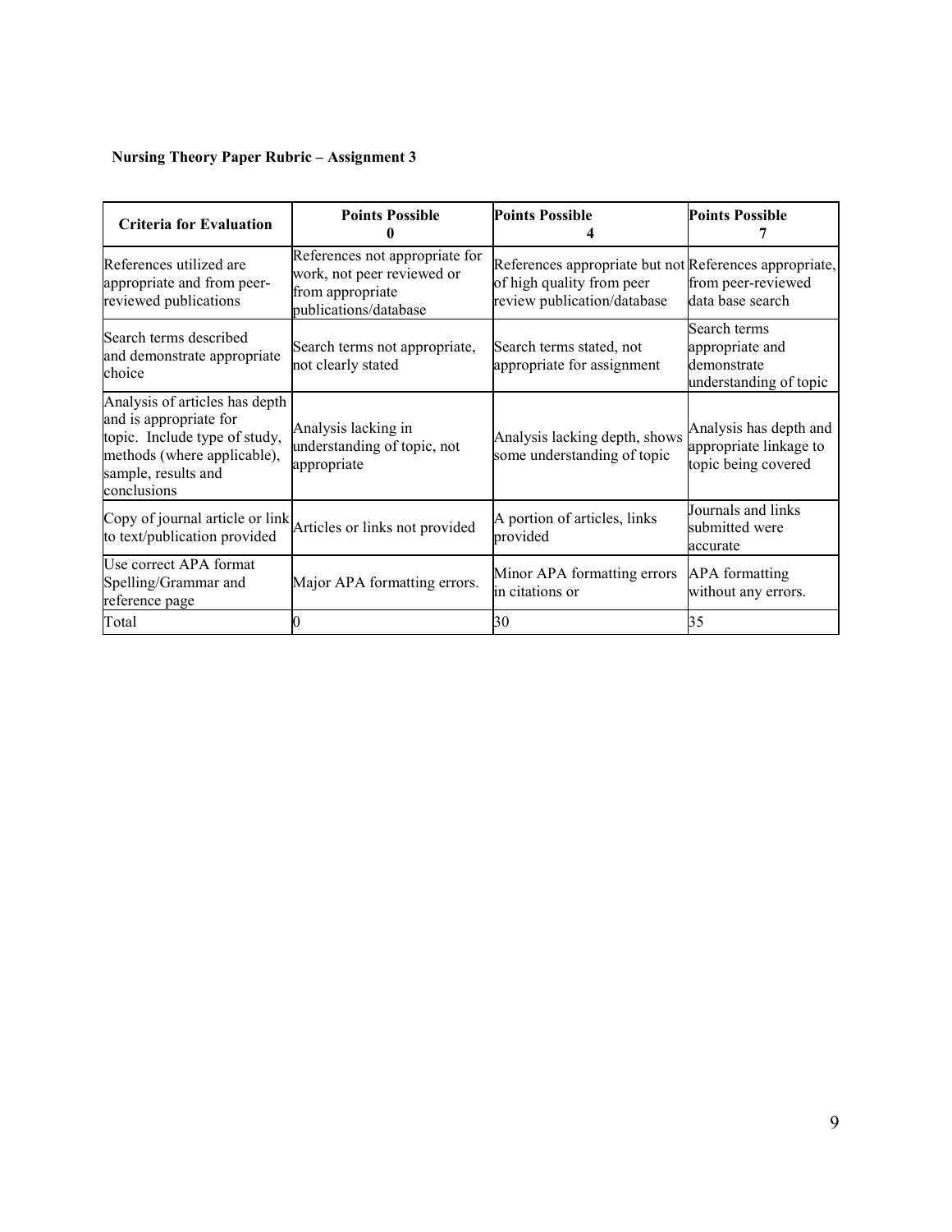**Nursing Theory Paper Rubric – Assignment 3**

| Criteria for Evaluation | Points Possible 0 | Points Possible 4 | Points Possible 7 |
|---|---|---|---|
| References utilized are appropriate and from peer-reviewed publications | References not appropriate for work, not peer reviewed or from appropriate publications/database | References appropriate but not of high quality from peer review publication/database | References appropriate, from peer-reviewed data base search |
| Search terms described and demonstrate appropriate choice | Search terms not appropriate, not clearly stated | Search terms stated, not appropriate for assignment | Search terms appropriate and demonstrate understanding of topic |
| Analysis of articles has depth and is appropriate for topic. Include type of study, methods (where applicable), sample, results and conclusions | Analysis lacking in understanding of topic, not appropriate | Analysis lacking depth, shows some understanding of topic | Analysis has depth and appropriate linkage to topic being covered |
| Copy of journal article or link to text/publication provided | Articles or links not provided | A portion of articles, links provided | Journals and links submitted were accurate |
| Use correct APA format Spelling/Grammar and reference page | Major APA formatting errors. | Minor APA formatting errors in citations or | APA formatting without any errors. |
| Total | 0 | 30 | 35 |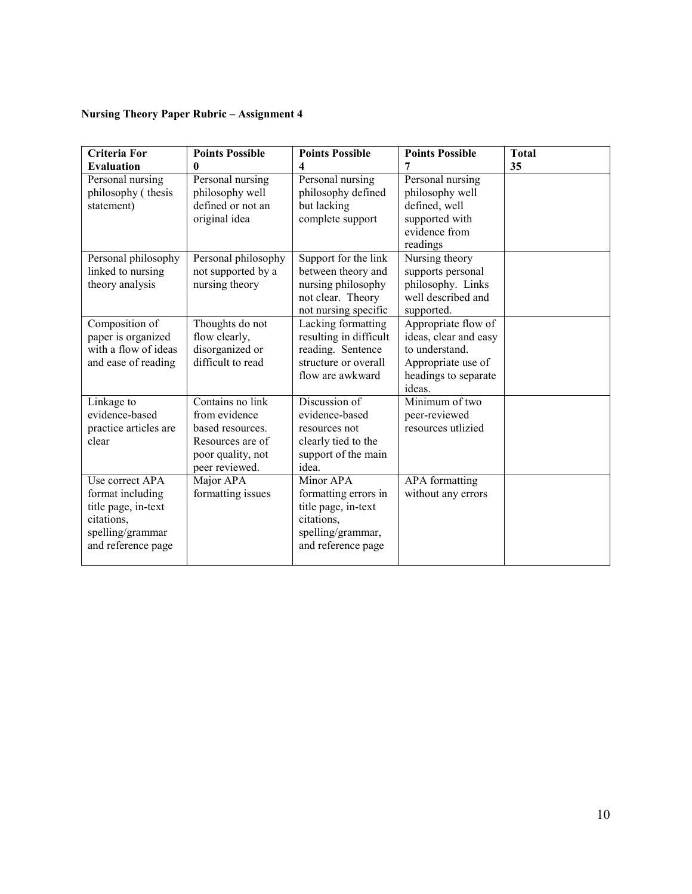**Nursing Theory Paper Rubric – Assignment 4**

| Criteria For Evaluation | Points Possible 0 | Points Possible 4 | Points Possible 7 | Total 35 |
|---|---|---|---|---|
| Personal nursing philosophy ( thesis statement) | Personal nursing philosophy well defined or not an original idea | Personal nursing philosophy defined but lacking complete support | Personal nursing philosophy well defined, well supported with evidence from readings | |
| Personal philosophy linked to nursing theory analysis | Personal philosophy not supported by a nursing theory | Support for the link between theory and nursing philosophy not clear. Theory not nursing specific | Nursing theory supports personal philosophy. Links well described and supported. | |
| Composition of paper is organized with a flow of ideas and ease of reading | Thoughts do not flow clearly, disorganized or difficult to read | Lacking formatting resulting in difficult reading. Sentence structure or overall flow are awkward | Appropriate flow of ideas, clear and easy to understand. Appropriate use of headings to separate ideas. | |
| Linkage to evidence-based practice articles are clear | Contains no link from evidence based resources. Resources are of poor quality, not peer reviewed. | Discussion of evidence-based resources not clearly tied to the support of the main idea. | Minimum of two peer-reviewed resources utlizied | |
| Use correct APA format including title page, in-text citations, spelling/grammar and reference page | Major APA formatting issues | Minor APA formatting errors in title page, in-text citations, spelling/grammar, and reference page | APA formatting without any errors | |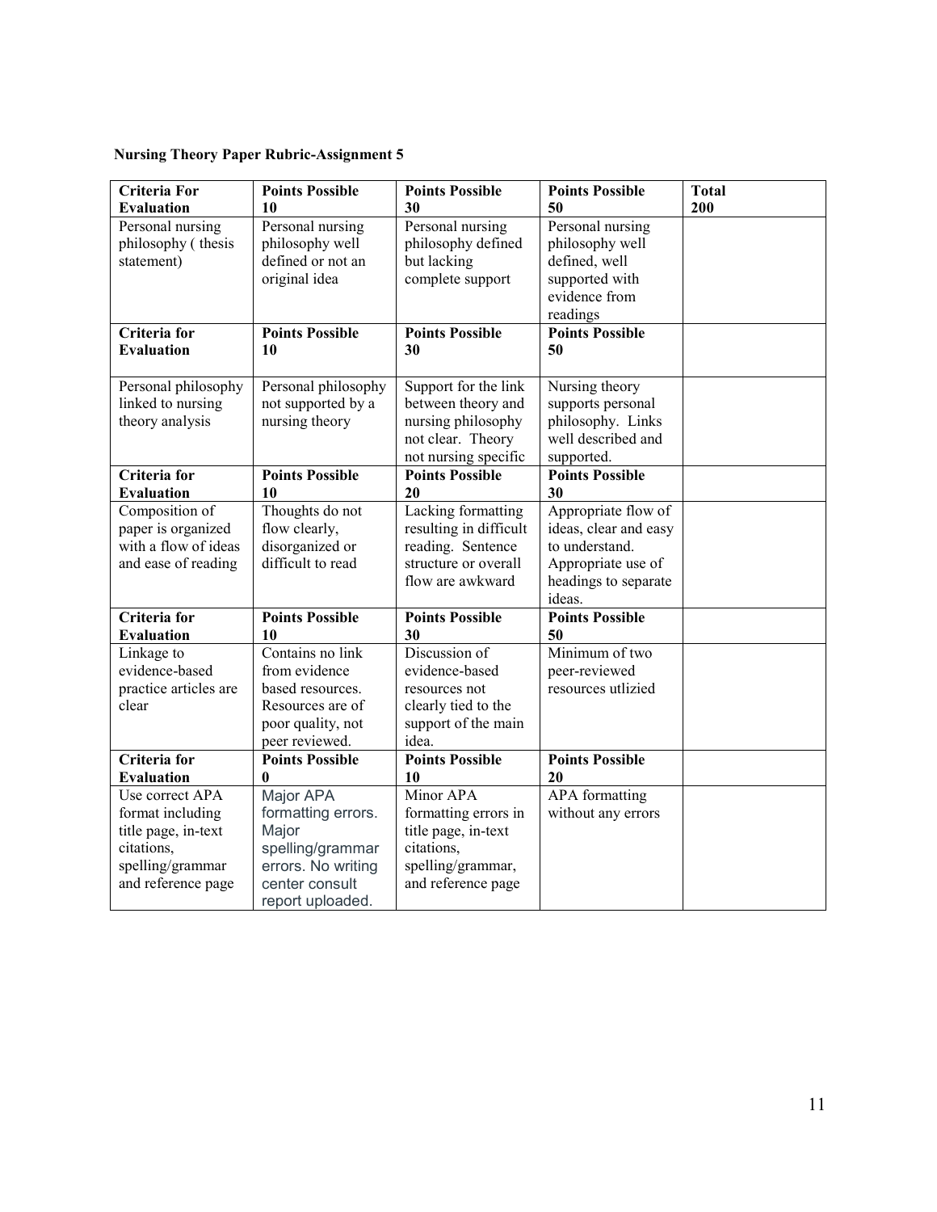**Nursing Theory Paper Rubric-Assignment 5**

| Criteria For Evaluation | Points Possible 10 | Points Possible 30 | Points Possible 50 | Total 200 |
|---|---|---|---|---|
| Personal nursing philosophy ( thesis statement) | Personal nursing philosophy well defined or not an original idea | Personal nursing philosophy defined but lacking complete support | Personal nursing philosophy well defined, well supported with evidence from readings | |
| **Criteria for Evaluation** | **Points Possible 10** | **Points Possible 30** | **Points Possible 50** | |
| Personal philosophy linked to nursing theory analysis | Personal philosophy not supported by a nursing theory | Support for the link between theory and nursing philosophy not clear. Theory not nursing specific | Nursing theory supports personal philosophy. Links well described and supported. | |
| **Criteria for Evaluation** | **Points Possible 10** | **Points Possible 20** | **Points Possible 30** | |
| Composition of paper is organized with a flow of ideas and ease of reading | Thoughts do not flow clearly, disorganized or difficult to read | Lacking formatting resulting in difficult reading. Sentence structure or overall flow are awkward | Appropriate flow of ideas, clear and easy to understand. Appropriate use of headings to separate ideas. | |
| **Criteria for Evaluation** | **Points Possible 10** | **Points Possible 30** | **Points Possible 50** | |
| Linkage to evidence-based practice articles are clear | Contains no link from evidence based resources. Resources are of poor quality, not peer reviewed. | Discussion of evidence-based resources not clearly tied to the support of the main idea. | Minimum of two peer-reviewed resources utlizied | |
| **Criteria for Evaluation** | **Points Possible 0** | **Points Possible 10** | **Points Possible 20** | |
| Use correct APA format including title page, in-text citations, spelling/grammar and reference page | Major APA formatting errors. Major spelling/grammar errors. No writing center consult report uploaded. | Minor APA formatting errors in title page, in-text citations, spelling/grammar, and reference page | APA formatting without any errors | |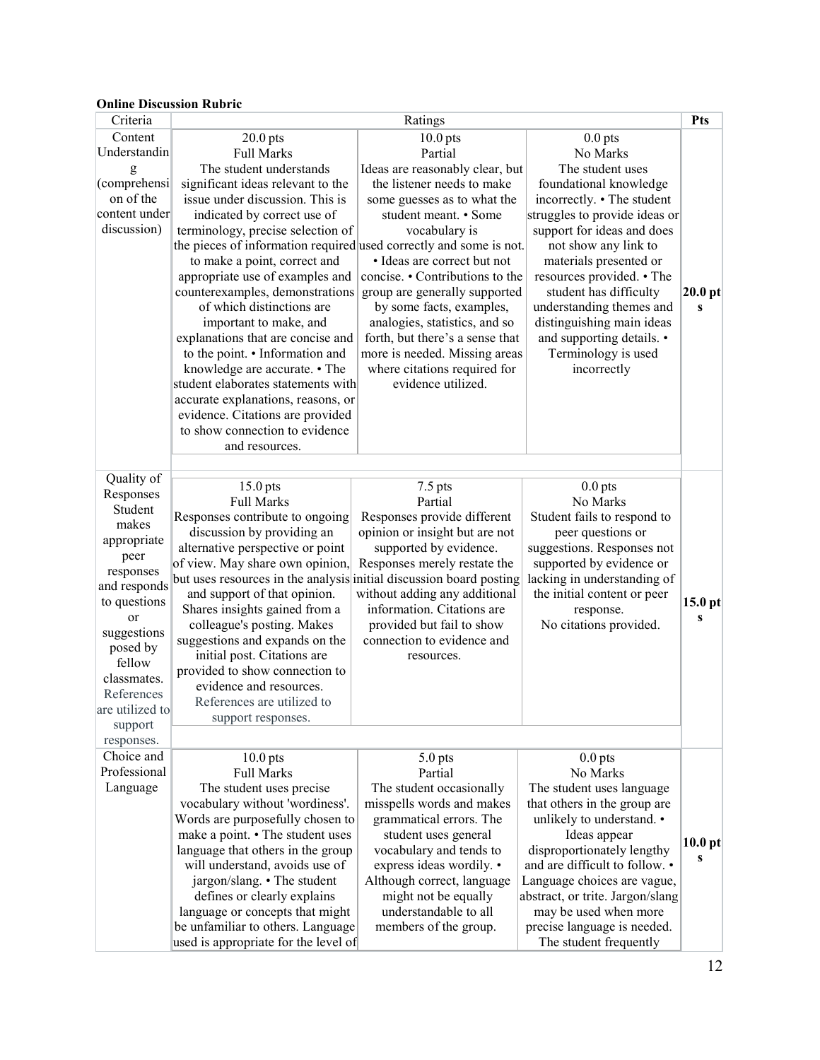**Online Discussion Rubric**

| Criteria | Ratings | | | Pts |
|---|---|---|---|---|
| Content Understanding (comprehension of the content under discussion) | 20.0 pts Full Marks The student understands significant ideas relevant to the issue under discussion. This is indicated by correct use of terminology, precise selection of the pieces of information required to make a point, correct and appropriate use of examples and counterexamples, demonstrations of which distinctions are important to make, and explanations that are concise and to the point. • Information and knowledge are accurate. • The student elaborates statements with accurate explanations, reasons, or evidence. Citations are provided to show connection to evidence and resources. | 10.0 pts Partial Ideas are reasonably clear, but the listener needs to make some guesses as to what the student meant. • Some vocabulary is used correctly and some is not. • Ideas are correct but not concise. • Contributions to the group are generally supported by some facts, examples, analogies, statistics, and so forth, but there's a sense that more is needed. Missing areas where citations required for evidence utilized. | 0.0 pts No Marks The student uses foundational knowledge incorrectly. • The student struggles to provide ideas or support for ideas and does not show any link to materials presented or resources provided. • The student has difficulty understanding themes and distinguishing main ideas and supporting details. • Terminology is used incorrectly | **20.0 pts** |
| Quality of Responses Student makes appropriate peer responses and responds to questions or suggestions posed by fellow classmates. References are utilized to support responses. | 15.0 pts Full Marks Responses contribute to ongoing discussion by providing an alternative perspective or point of view. May share own opinion, but uses resources in the analysis and support of that opinion. Shares insights gained from a colleague's posting. Makes suggestions and expands on the initial post. Citations are provided to show connection to evidence and resources. References are utilized to support responses. | 7.5 pts Partial Responses provide different opinion or insight but are not supported by evidence. Responses merely restate the initial discussion board posting without adding any additional information. Citations are provided but fail to show connection to evidence and resources. | 0.0 pts No Marks Student fails to respond to peer questions or suggestions. Responses not supported by evidence or lacking in understanding of the initial content or peer response. No citations provided. | **15.0 pts** |
| Choice and Professional Language | 10.0 pts Full Marks The student uses precise vocabulary without 'wordiness'. Words are purposefully chosen to make a point. • The student uses language that others in the group will understand, avoids use of jargon/slang. • The student defines or clearly explains language or concepts that might be unfamiliar to others. Language used is appropriate for the level of | 5.0 pts Partial The student occasionally misspells words and makes grammatical errors. The student uses general vocabulary and tends to express ideas wordily. • Although correct, language might not be equally understandable to all members of the group. | 0.0 pts No Marks The student uses language that others in the group are unlikely to understand. • Ideas appear disproportionately lengthy and are difficult to follow. • Language choices are vague, abstract, or trite. Jargon/slang may be used when more precise language is needed. The student frequently | **10.0 pts** |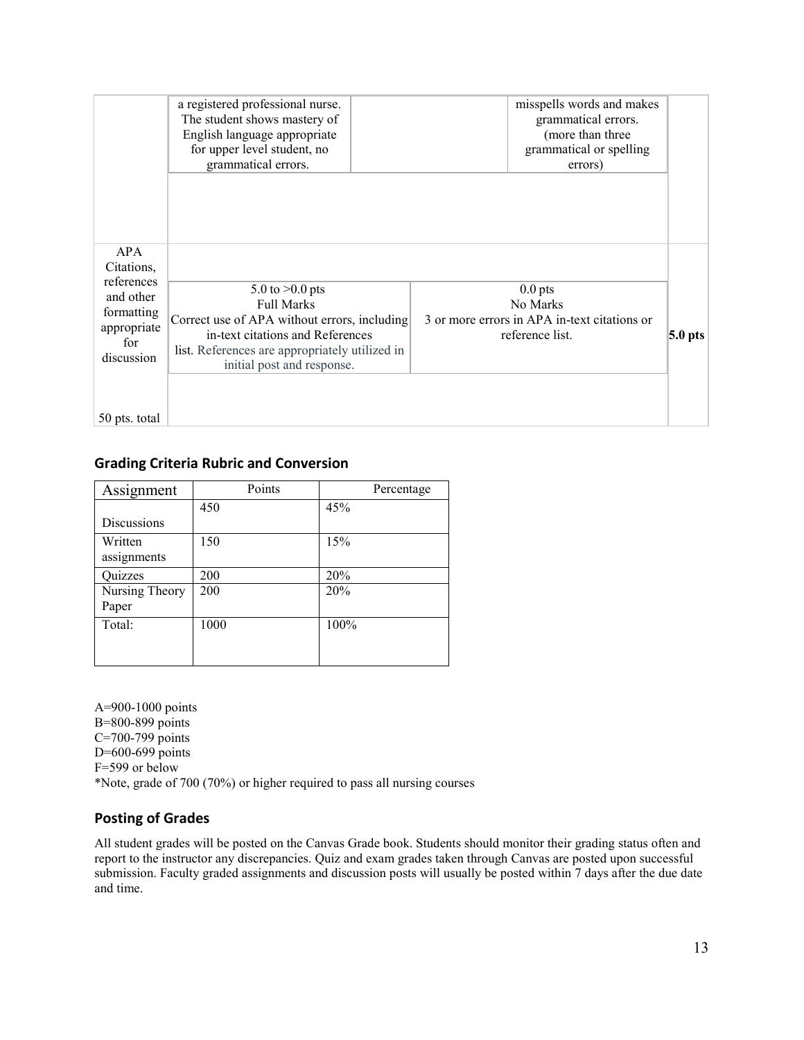| | | | |
|---|---|---|---|
| | a registered professional nurse. The student shows mastery of English language appropriate for upper level student, no grammatical errors. | misspells words and makes grammatical errors. (more than three grammatical or spelling errors) | |
| APA Citations, references and other formatting appropriate for discussion<br><br>50 pts. total | 5.0 to >0.0 pts<br>Full Marks<br>Correct use of APA without errors, including in-text citations and References list. References are appropriately utilized in initial post and response. | 0.0 pts<br>No Marks<br>3 or more errors in APA in-text citations or reference list. | **5.0 pts** |

## Grading Criteria Rubric and Conversion

| Assignment | Points | Percentage |
|---|---|---|
| Discussions | 450 | 45% |
| Written assignments | 150 | 15% |
| Quizzes | 200 | 20% |
| Nursing Theory Paper | 200 | 20% |
| Total: | 1000 | 100% |

A=900-1000 points
B=800-899 points
C=700-799 points
D=600-699 points
F=599 or below
*Note, grade of 700 (70%) or higher required to pass all nursing courses

## Posting of Grades

All student grades will be posted on the Canvas Grade book. Students should monitor their grading status often and report to the instructor any discrepancies. Quiz and exam grades taken through Canvas are posted upon successful submission. Faculty graded assignments and discussion posts will usually be posted within 7 days after the due date and time.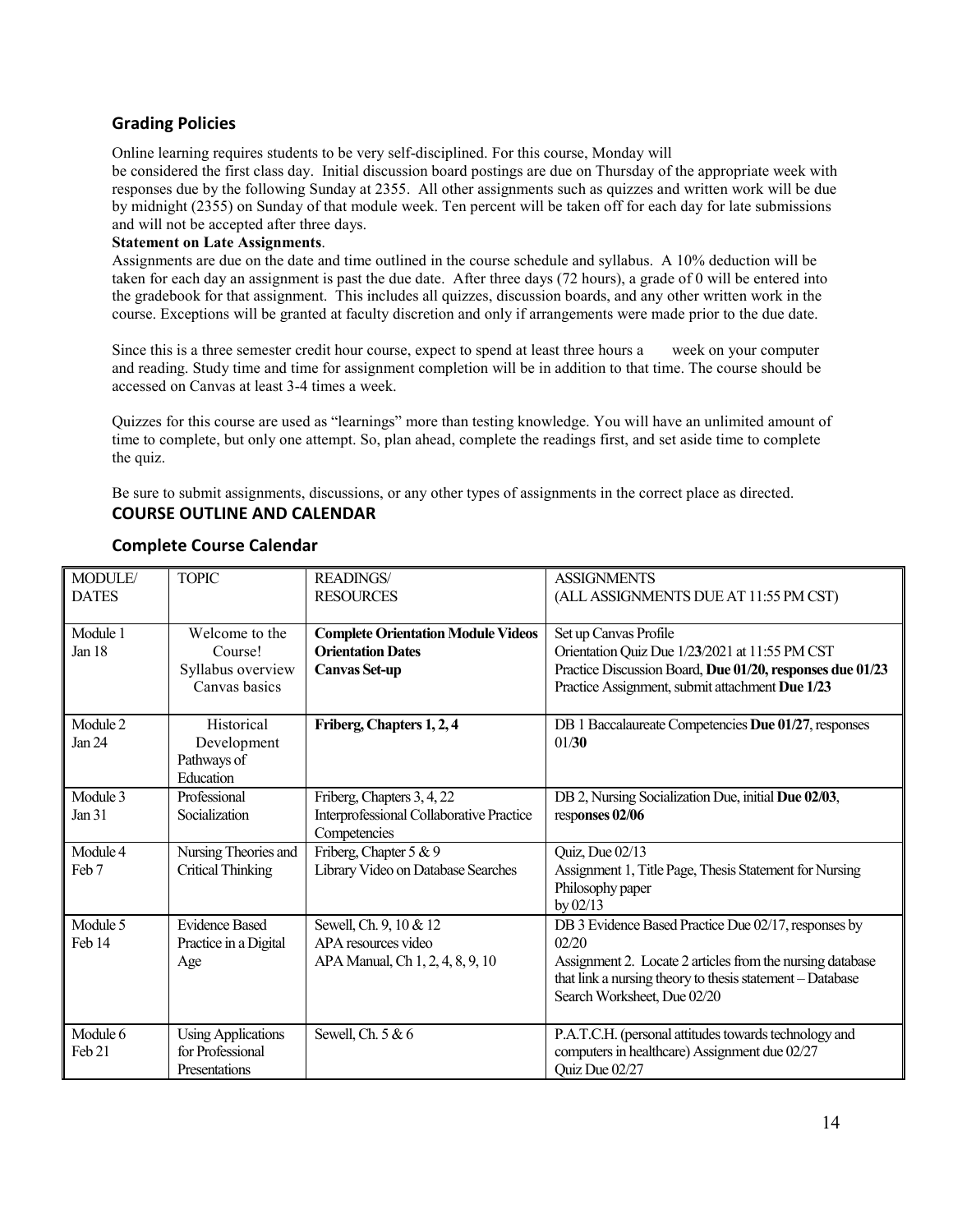## Grading Policies

Online learning requires students to be very self-disciplined. For this course, Monday will be considered the first class day. Initial discussion board postings are due on Thursday of the appropriate week with responses due by the following Sunday at 2355. All other assignments such as quizzes and written work will be due by midnight (2355) on Sunday of that module week. Ten percent will be taken off for each day for late submissions and will not be accepted after three days.

**Statement on Late Assignments**.

Assignments are due on the date and time outlined in the course schedule and syllabus. A 10% deduction will be taken for each day an assignment is past the due date. After three days (72 hours), a grade of 0 will be entered into the gradebook for that assignment. This includes all quizzes, discussion boards, and any other written work in the course. Exceptions will be granted at faculty discretion and only if arrangements were made prior to the due date.

Since this is a three semester credit hour course, expect to spend at least three hours a week on your computer and reading. Study time and time for assignment completion will be in addition to that time. The course should be accessed on Canvas at least 3-4 times a week.

Quizzes for this course are used as "learnings" more than testing knowledge. You will have an unlimited amount of time to complete, but only one attempt. So, plan ahead, complete the readings first, and set aside time to complete the quiz.

Be sure to submit assignments, discussions, or any other types of assignments in the correct place as directed.

## COURSE OUTLINE AND CALENDAR

### Complete Course Calendar

| MODULE/ DATES | TOPIC | READINGS/ RESOURCES | ASSIGNMENTS (ALL ASSIGNMENTS DUE AT 11:55 PM CST) |
|---|---|---|---|
| Module 1 Jan 18 | Welcome to the Course! Syllabus overview Canvas basics | **Complete Orientation Module Videos** **Orientation Dates** **Canvas Set-up** | Set up Canvas Profile<br>Orientation Quiz Due 1/2**3**/2021 at 11:55 PM CST<br>Practice Discussion Board, **Due 01/20, responses due 01/23**<br>Practice Assignment, submit attachment **Due 1/23** |
| Module 2 Jan 24 | Historical Development Pathways of Education | **Friberg, Chapters 1, 2, 4** | DB 1 Baccalaureate Competencies **Due 01/27**, responses 01/**30** |
| Module 3 Jan 31 | Professional Socialization | Friberg, Chapters 3, 4, 22<br>Interprofessional Collaborative Practice Competencies | DB 2, Nursing Socialization Due, initial **Due 02/03**, resp**onses 02/06** |
| Module 4 Feb 7 | Nursing Theories and Critical Thinking | Friberg, Chapter 5 & 9<br>Library Video on Database Searches | Quiz, Due 02/13<br>Assignment 1, Title Page, Thesis Statement for Nursing Philosophy paper by 02/13 |
| Module 5 Feb 14 | Evidence Based Practice in a Digital Age | Sewell, Ch. 9, 10 & 12<br>APA resources video<br>APA Manual, Ch 1, 2, 4, 8, 9, 10 | DB 3 Evidence Based Practice Due 02/17, responses by 02/20<br>Assignment 2. Locate 2 articles from the nursing database that link a nursing theory to thesis statement – Database Search Worksheet, Due 02/20 |
| Module 6 Feb 21 | Using Applications for Professional Presentations | Sewell, Ch. 5 & 6 | P.A.T.C.H. (personal attitudes towards technology and computers in healthcare) Assignment due 02/27<br>Quiz Due 02/27 |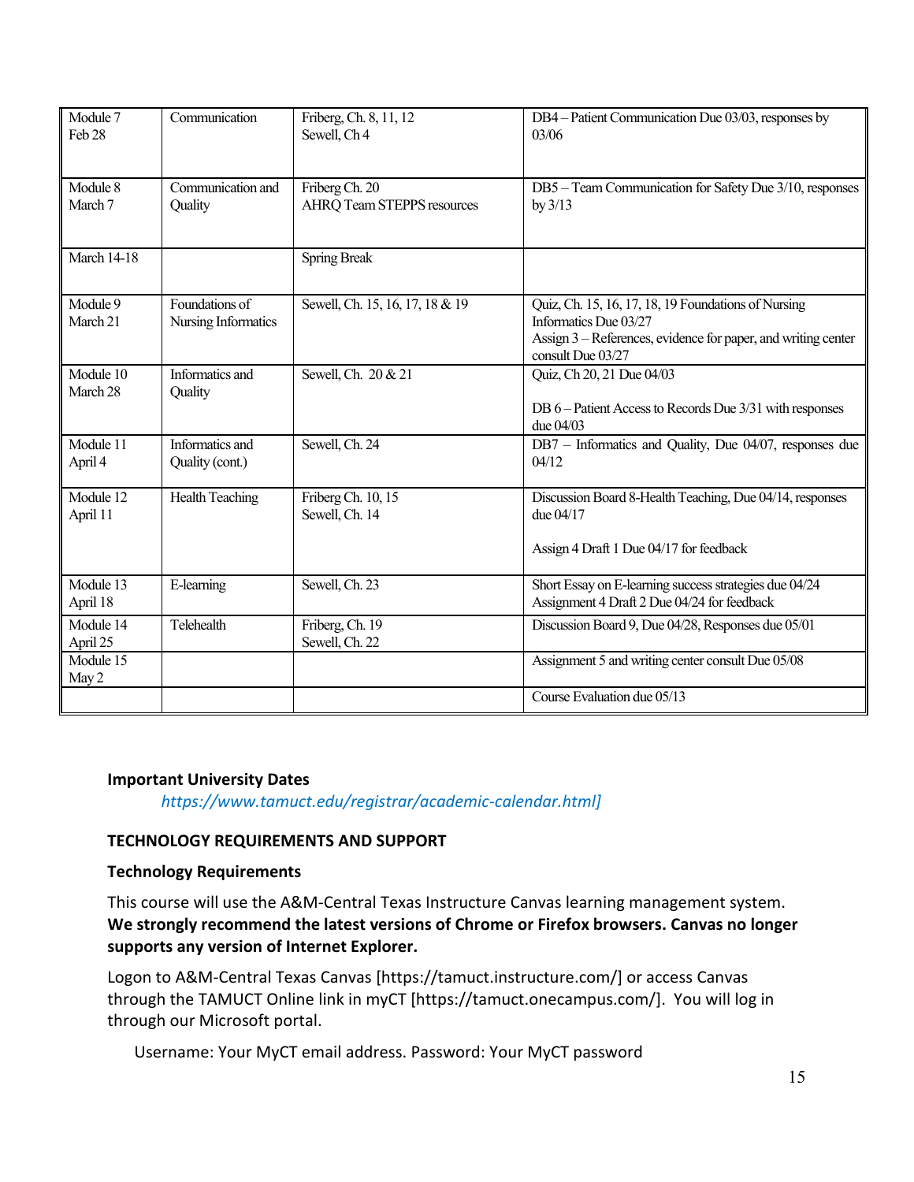| Module 7<br>Feb 28 | Communication | Friberg, Ch. 8, 11, 12<br>Sewell, Ch 4 | DB4 – Patient Communication Due 03/03, responses by 03/06 |
|---|---|---|---|
| Module 8<br>March 7 | Communication and Quality | Friberg Ch. 20<br>AHRQ Team STEPPS resources | DB5 – Team Communication for Safety Due 3/10, responses by 3/13 |
| March 14-18 | | Spring Break | |
| Module 9<br>March 21 | Foundations of Nursing Informatics | Sewell, Ch. 15, 16, 17, 18 & 19 | Quiz, Ch. 15, 16, 17, 18, 19 Foundations of Nursing Informatics Due 03/27<br>Assign 3 – References, evidence for paper, and writing center consult Due 03/27 |
| Module 10<br>March 28 | Informatics and Quality | Sewell, Ch. 20 & 21 | Quiz, Ch 20, 21 Due 04/03<br><br>DB 6 – Patient Access to Records Due 3/31 with responses due 04/03 |
| Module 11<br>April 4 | Informatics and Quality (cont.) | Sewell, Ch. 24 | DB7 – Informatics and Quality, Due 04/07, responses due 04/12 |
| Module 12<br>April 11 | Health Teaching | Friberg Ch. 10, 15<br>Sewell, Ch. 14 | Discussion Board 8-Health Teaching, Due 04/14, responses due 04/17<br><br>Assign 4 Draft 1 Due 04/17 for feedback |
| Module 13<br>April 18 | E-learning | Sewell, Ch. 23 | Short Essay on E-learning success strategies due 04/24<br>Assignment 4 Draft 2 Due 04/24 for feedback |
| Module 14<br>April 25 | Telehealth | Friberg, Ch. 19<br>Sewell, Ch. 22 | Discussion Board 9, Due 04/28, Responses due 05/01 |
| Module 15<br>May 2 | | | Assignment 5 and writing center consult Due 05/08 |
| | | | Course Evaluation due 05/13 |

**Important University Dates**

*https://www.tamuct.edu/registrar/academic-calendar.html]*

**TECHNOLOGY REQUIREMENTS AND SUPPORT**

**Technology Requirements**

This course will use the A&M-Central Texas Instructure Canvas learning management system. **We strongly recommend the latest versions of Chrome or Firefox browsers. Canvas no longer supports any version of Internet Explorer.**

Logon to A&M-Central Texas Canvas [https://tamuct.instructure.com/] or access Canvas through the TAMUCT Online link in myCT [https://tamuct.onecampus.com/]. You will log in through our Microsoft portal.

Username: Your MyCT email address. Password: Your MyCT password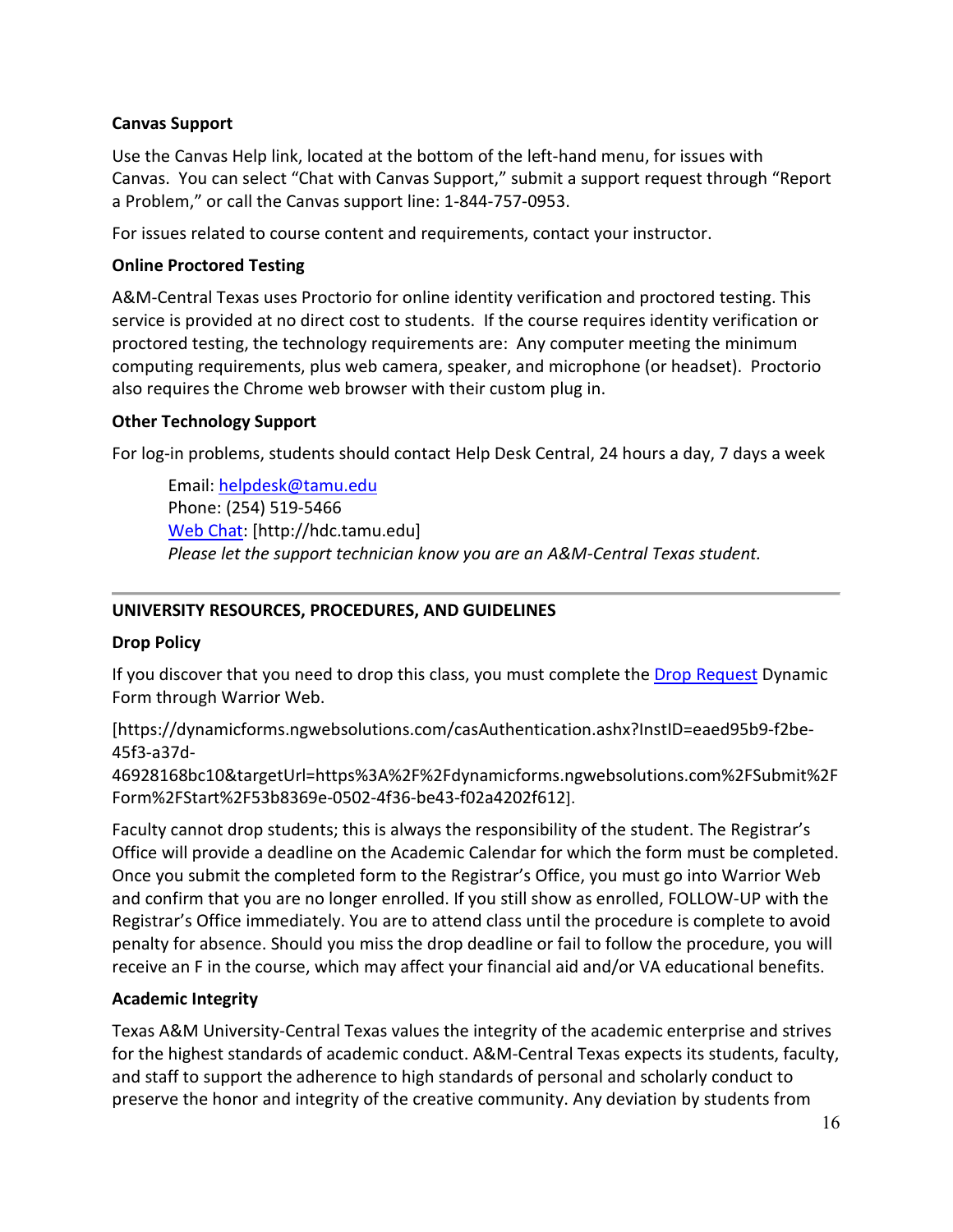**Canvas Support**

Use the Canvas Help link, located at the bottom of the left-hand menu, for issues with Canvas. You can select "Chat with Canvas Support," submit a support request through "Report a Problem," or call the Canvas support line: 1-844-757-0953.

For issues related to course content and requirements, contact your instructor.

**Online Proctored Testing**

A&M-Central Texas uses Proctorio for online identity verification and proctored testing. This service is provided at no direct cost to students. If the course requires identity verification or proctored testing, the technology requirements are: Any computer meeting the minimum computing requirements, plus web camera, speaker, and microphone (or headset). Proctorio also requires the Chrome web browser with their custom plug in.

**Other Technology Support**

For log-in problems, students should contact Help Desk Central, 24 hours a day, 7 days a week

> Email: [helpdesk@tamu.edu](mailto:helpdesk@tamu.edu)
> Phone: (254) 519-5466
> [Web Chat](http://hdc.tamu.edu): [http://hdc.tamu.edu]
> *Please let the support technician know you are an A&M-Central Texas student.*

---

**UNIVERSITY RESOURCES, PROCEDURES, AND GUIDELINES**

**Drop Policy**

If you discover that you need to drop this class, you must complete the [Drop Request](https://dynamicforms.ngwebsolutions.com/casAuthentication.ashx?InstID=eaed95b9-f2be-45f3-a37d-46928168bc10&targetUrl=https%3A%2F%2Fdynamicforms.ngwebsolutions.com%2FSubmit%2FForm%2FStart%2F53b8369e-0502-4f36-be43-f02a4202f612) Dynamic Form through Warrior Web.

[https://dynamicforms.ngwebsolutions.com/casAuthentication.ashx?InstID=eaed95b9-f2be-45f3-a37d-46928168bc10&targetUrl=https%3A%2F%2Fdynamicforms.ngwebsolutions.com%2FSubmit%2FForm%2FStart%2F53b8369e-0502-4f36-be43-f02a4202f612].

Faculty cannot drop students; this is always the responsibility of the student. The Registrar's Office will provide a deadline on the Academic Calendar for which the form must be completed. Once you submit the completed form to the Registrar's Office, you must go into Warrior Web and confirm that you are no longer enrolled. If you still show as enrolled, FOLLOW-UP with the Registrar's Office immediately. You are to attend class until the procedure is complete to avoid penalty for absence. Should you miss the drop deadline or fail to follow the procedure, you will receive an F in the course, which may affect your financial aid and/or VA educational benefits.

**Academic Integrity**

Texas A&M University-Central Texas values the integrity of the academic enterprise and strives for the highest standards of academic conduct. A&M-Central Texas expects its students, faculty, and staff to support the adherence to high standards of personal and scholarly conduct to preserve the honor and integrity of the creative community. Any deviation by students from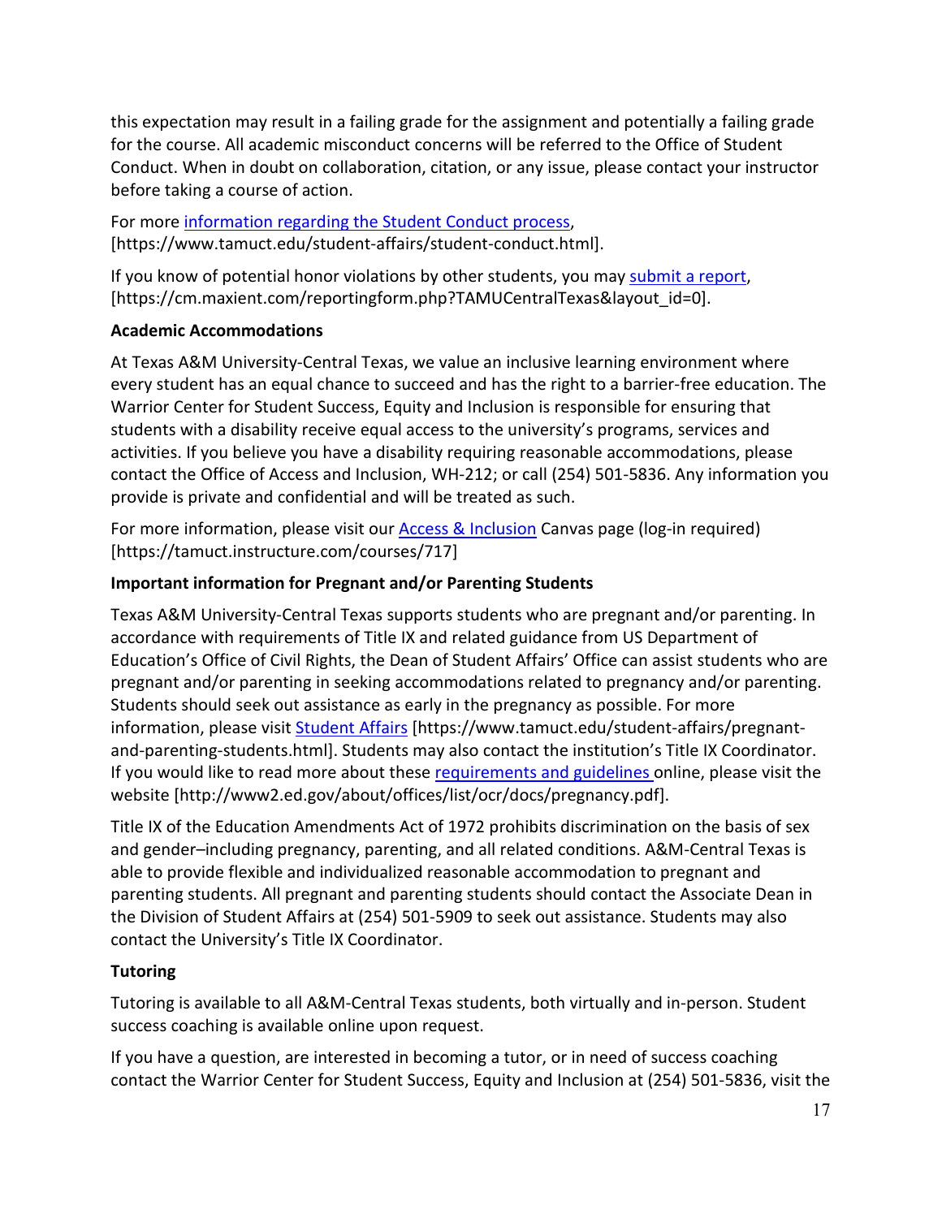this expectation may result in a failing grade for the assignment and potentially a failing grade for the course. All academic misconduct concerns will be referred to the Office of Student Conduct. When in doubt on collaboration, citation, or any issue, please contact your instructor before taking a course of action.

For more information regarding the Student Conduct process, [https://www.tamuct.edu/student-affairs/student-conduct.html].

If you know of potential honor violations by other students, you may submit a report, [https://cm.maxient.com/reportingform.php?TAMUCentralTexas&layout_id=0].

**Academic Accommodations**

At Texas A&M University-Central Texas, we value an inclusive learning environment where every student has an equal chance to succeed and has the right to a barrier-free education. The Warrior Center for Student Success, Equity and Inclusion is responsible for ensuring that students with a disability receive equal access to the university's programs, services and activities. If you believe you have a disability requiring reasonable accommodations, please contact the Office of Access and Inclusion, WH-212; or call (254) 501-5836. Any information you provide is private and confidential and will be treated as such.

For more information, please visit our Access & Inclusion Canvas page (log-in required) [https://tamuct.instructure.com/courses/717]

**Important information for Pregnant and/or Parenting Students**

Texas A&M University-Central Texas supports students who are pregnant and/or parenting. In accordance with requirements of Title IX and related guidance from US Department of Education's Office of Civil Rights, the Dean of Student Affairs' Office can assist students who are pregnant and/or parenting in seeking accommodations related to pregnancy and/or parenting. Students should seek out assistance as early in the pregnancy as possible. For more information, please visit Student Affairs [https://www.tamuct.edu/student-affairs/pregnant-and-parenting-students.html]. Students may also contact the institution's Title IX Coordinator. If you would like to read more about these requirements and guidelines online, please visit the website [http://www2.ed.gov/about/offices/list/ocr/docs/pregnancy.pdf].

Title IX of the Education Amendments Act of 1972 prohibits discrimination on the basis of sex and gender–including pregnancy, parenting, and all related conditions. A&M-Central Texas is able to provide flexible and individualized reasonable accommodation to pregnant and parenting students. All pregnant and parenting students should contact the Associate Dean in the Division of Student Affairs at (254) 501-5909 to seek out assistance. Students may also contact the University's Title IX Coordinator.

**Tutoring**

Tutoring is available to all A&M-Central Texas students, both virtually and in-person. Student success coaching is available online upon request.

If you have a question, are interested in becoming a tutor, or in need of success coaching contact the Warrior Center for Student Success, Equity and Inclusion at (254) 501-5836, visit the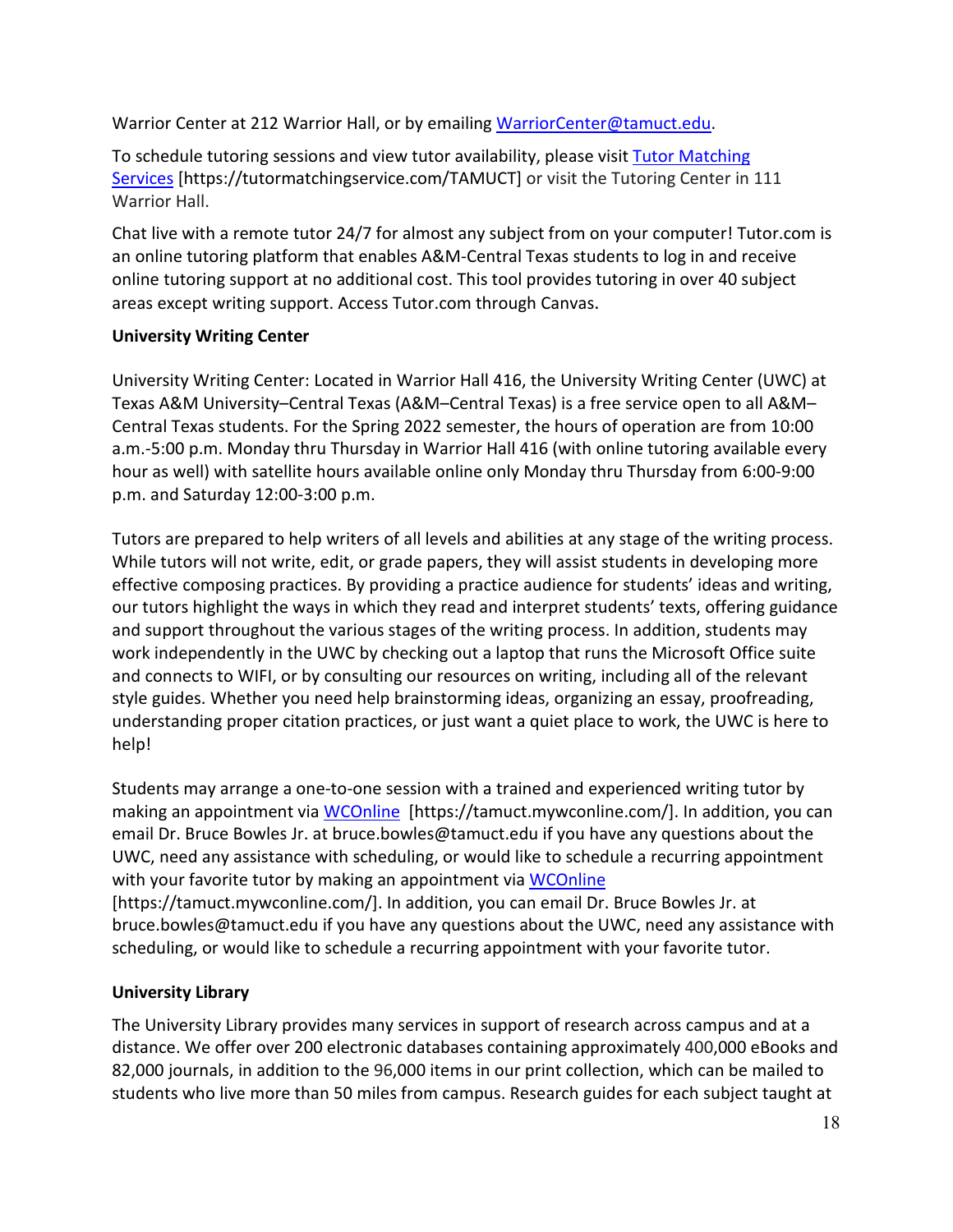Warrior Center at 212 Warrior Hall, or by emailing [WarriorCenter@tamuct.edu](mailto:WarriorCenter@tamuct.edu).

To schedule tutoring sessions and view tutor availability, please visit [Tutor Matching Services](https://tutormatchingservice.com/TAMUCT) [https://tutormatchingservice.com/TAMUCT] or visit the Tutoring Center in 111 Warrior Hall.

Chat live with a remote tutor 24/7 for almost any subject from on your computer! Tutor.com is an online tutoring platform that enables A&M-Central Texas students to log in and receive online tutoring support at no additional cost. This tool provides tutoring in over 40 subject areas except writing support. Access Tutor.com through Canvas.

**University Writing Center**

University Writing Center: Located in Warrior Hall 416, the University Writing Center (UWC) at Texas A&M University–Central Texas (A&M–Central Texas) is a free service open to all A&M–Central Texas students. For the Spring 2022 semester, the hours of operation are from 10:00 a.m.-5:00 p.m. Monday thru Thursday in Warrior Hall 416 (with online tutoring available every hour as well) with satellite hours available online only Monday thru Thursday from 6:00-9:00 p.m. and Saturday 12:00-3:00 p.m.

Tutors are prepared to help writers of all levels and abilities at any stage of the writing process. While tutors will not write, edit, or grade papers, they will assist students in developing more effective composing practices. By providing a practice audience for students' ideas and writing, our tutors highlight the ways in which they read and interpret students' texts, offering guidance and support throughout the various stages of the writing process. In addition, students may work independently in the UWC by checking out a laptop that runs the Microsoft Office suite and connects to WIFI, or by consulting our resources on writing, including all of the relevant style guides. Whether you need help brainstorming ideas, organizing an essay, proofreading, understanding proper citation practices, or just want a quiet place to work, the UWC is here to help!

Students may arrange a one-to-one session with a trained and experienced writing tutor by making an appointment via [WCOnline](https://tamuct.mywconline.com/) [https://tamuct.mywconline.com/]. In addition, you can email Dr. Bruce Bowles Jr. at bruce.bowles@tamuct.edu if you have any questions about the UWC, need any assistance with scheduling, or would like to schedule a recurring appointment with your favorite tutor by making an appointment via [WCOnline](https://tamuct.mywconline.com/) [https://tamuct.mywconline.com/]. In addition, you can email Dr. Bruce Bowles Jr. at bruce.bowles@tamuct.edu if you have any questions about the UWC, need any assistance with scheduling, or would like to schedule a recurring appointment with your favorite tutor.

**University Library**

The University Library provides many services in support of research across campus and at a distance. We offer over 200 electronic databases containing approximately 400,000 eBooks and 82,000 journals, in addition to the 96,000 items in our print collection, which can be mailed to students who live more than 50 miles from campus. Research guides for each subject taught at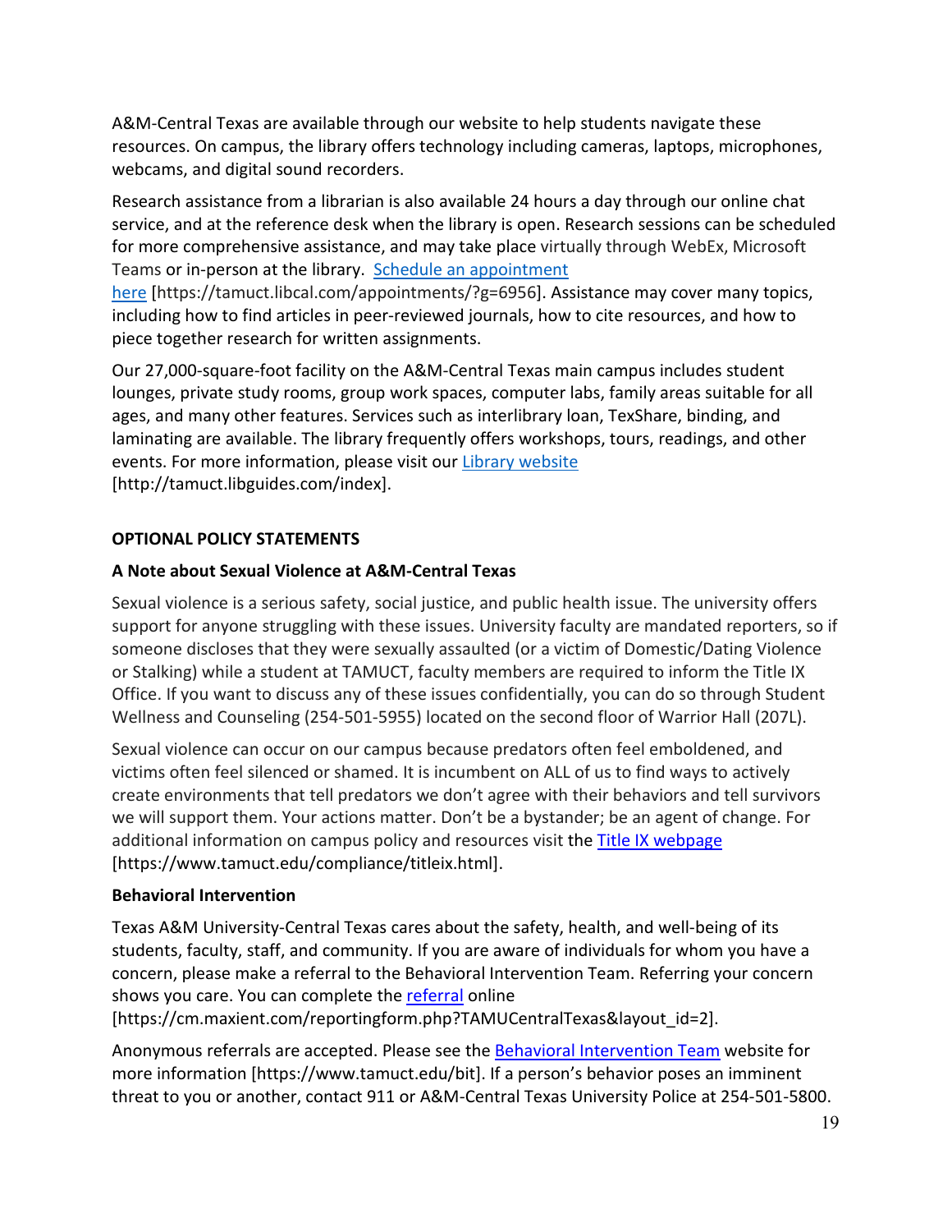A&M-Central Texas are available through our website to help students navigate these resources. On campus, the library offers technology including cameras, laptops, microphones, webcams, and digital sound recorders.

Research assistance from a librarian is also available 24 hours a day through our online chat service, and at the reference desk when the library is open. Research sessions can be scheduled for more comprehensive assistance, and may take place virtually through WebEx, Microsoft Teams or in-person at the library. [Schedule an appointment here](https://tamuct.libcal.com/appointments/?g=6956) [https://tamuct.libcal.com/appointments/?g=6956]. Assistance may cover many topics, including how to find articles in peer-reviewed journals, how to cite resources, and how to piece together research for written assignments.

Our 27,000-square-foot facility on the A&M-Central Texas main campus includes student lounges, private study rooms, group work spaces, computer labs, family areas suitable for all ages, and many other features. Services such as interlibrary loan, TexShare, binding, and laminating are available. The library frequently offers workshops, tours, readings, and other events. For more information, please visit our [Library website](http://tamuct.libguides.com/index) [http://tamuct.libguides.com/index].

## OPTIONAL POLICY STATEMENTS

### A Note about Sexual Violence at A&M-Central Texas

Sexual violence is a serious safety, social justice, and public health issue. The university offers support for anyone struggling with these issues. University faculty are mandated reporters, so if someone discloses that they were sexually assaulted (or a victim of Domestic/Dating Violence or Stalking) while a student at TAMUCT, faculty members are required to inform the Title IX Office. If you want to discuss any of these issues confidentially, you can do so through Student Wellness and Counseling (254-501-5955) located on the second floor of Warrior Hall (207L).

Sexual violence can occur on our campus because predators often feel emboldened, and victims often feel silenced or shamed. It is incumbent on ALL of us to find ways to actively create environments that tell predators we don't agree with their behaviors and tell survivors we will support them. Your actions matter. Don't be a bystander; be an agent of change. For additional information on campus policy and resources visit the [Title IX webpage](https://www.tamuct.edu/compliance/titleix.html) [https://www.tamuct.edu/compliance/titleix.html].

### Behavioral Intervention

Texas A&M University-Central Texas cares about the safety, health, and well-being of its students, faculty, staff, and community. If you are aware of individuals for whom you have a concern, please make a referral to the Behavioral Intervention Team. Referring your concern shows you care. You can complete the [referral](https://cm.maxient.com/reportingform.php?TAMUCentralTexas&layout_id=2) online [https://cm.maxient.com/reportingform.php?TAMUCentralTexas&layout_id=2].

Anonymous referrals are accepted. Please see the [Behavioral Intervention Team](https://www.tamuct.edu/bit) website for more information [https://www.tamuct.edu/bit]. If a person's behavior poses an imminent threat to you or another, contact 911 or A&M-Central Texas University Police at 254-501-5800.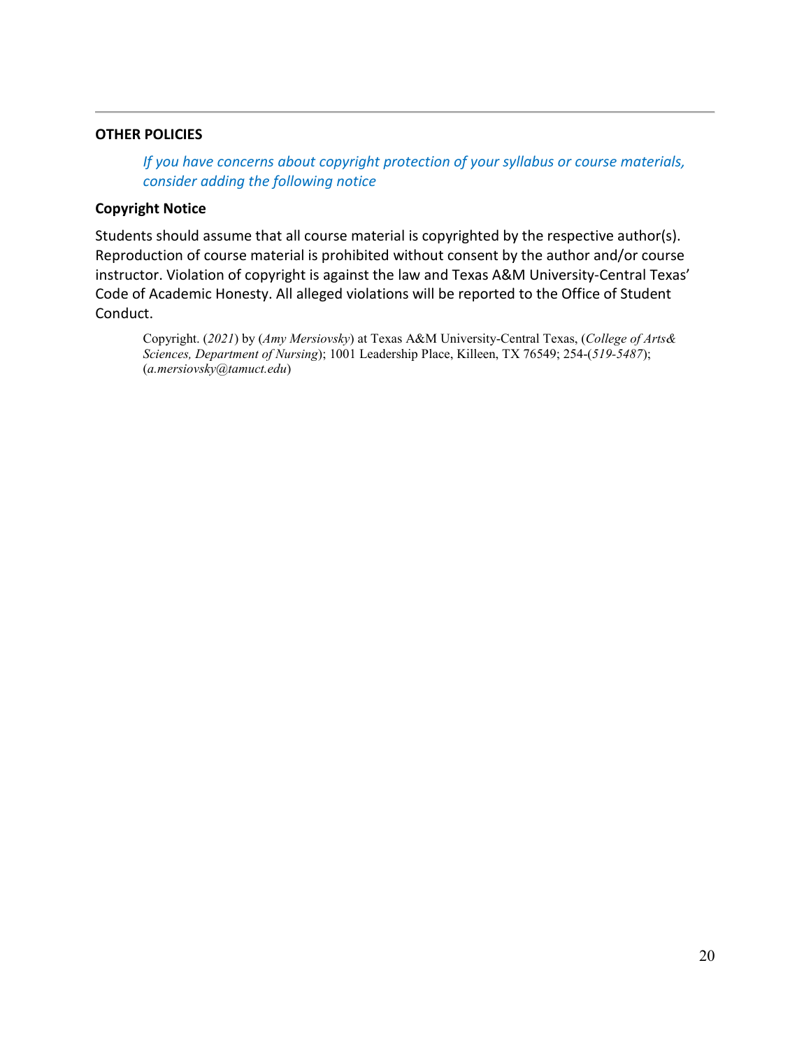## OTHER POLICIES

*If you have concerns about copyright protection of your syllabus or course materials, consider adding the following notice*

### Copyright Notice

Students should assume that all course material is copyrighted by the respective author(s). Reproduction of course material is prohibited without consent by the author and/or course instructor. Violation of copyright is against the law and Texas A&M University-Central Texas' Code of Academic Honesty. All alleged violations will be reported to the Office of Student Conduct.

Copyright. (*2021*) by (*Amy Mersiovsky*) at Texas A&M University-Central Texas, (*College of Arts& Sciences, Department of Nursing*); 1001 Leadership Place, Killeen, TX 76549; 254-(*519-5487*); (*a.mersiovsky@tamuct.edu*)